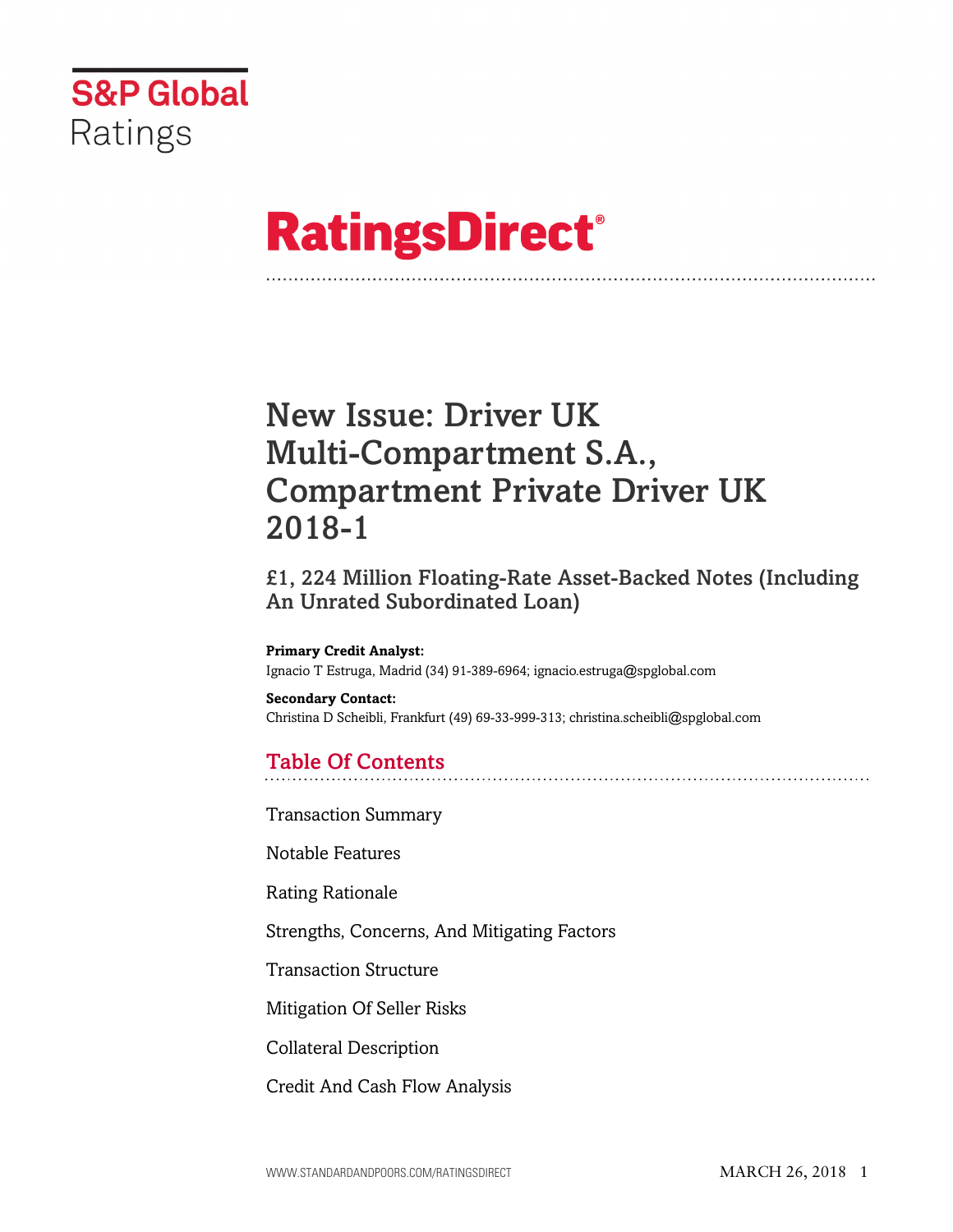S&P Global Ratings

# RatingsDirect®

# New Issue: Driver UK Multi-Compartment S.A., Compartment Private Driver UK 2018-1

## £1, 224 Million Floating-Rate Asset-Backed Notes (Including An Unrated Subordinated Loan)

**Primary Credit Analyst:**
Ignacio T Estruga, Madrid (34) 91-389-6964; ignacio.estruga@spglobal.com

**Secondary Contact:**
Christina D Scheibli, Frankfurt (49) 69-33-999-313; christina.scheibli@spglobal.com

## Table Of Contents

Transaction Summary

Notable Features

Rating Rationale

Strengths, Concerns, And Mitigating Factors

Transaction Structure

Mitigation Of Seller Risks

Collateral Description

Credit And Cash Flow Analysis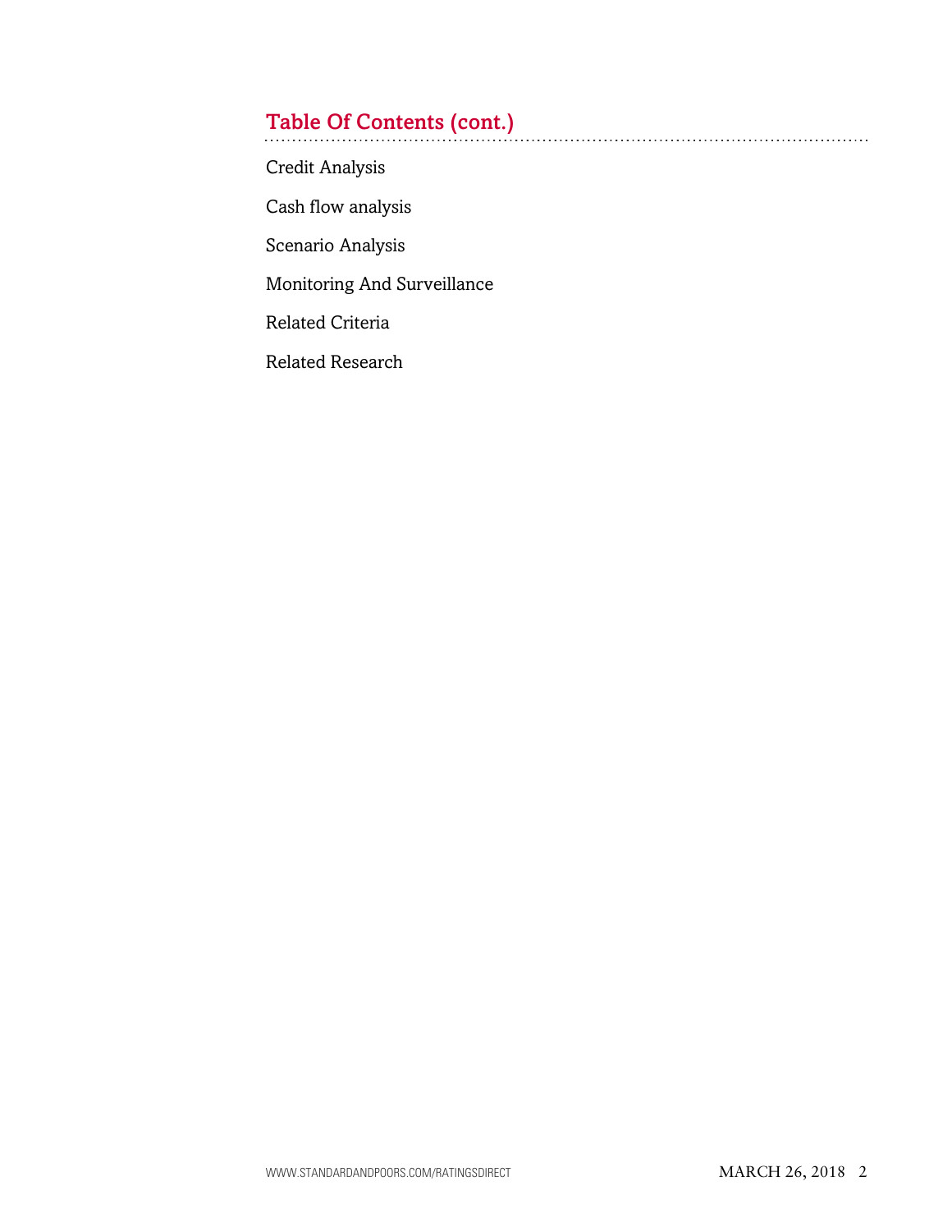## Table Of Contents (cont.)

Credit Analysis

Cash flow analysis

Scenario Analysis

Monitoring And Surveillance

Related Criteria

Related Research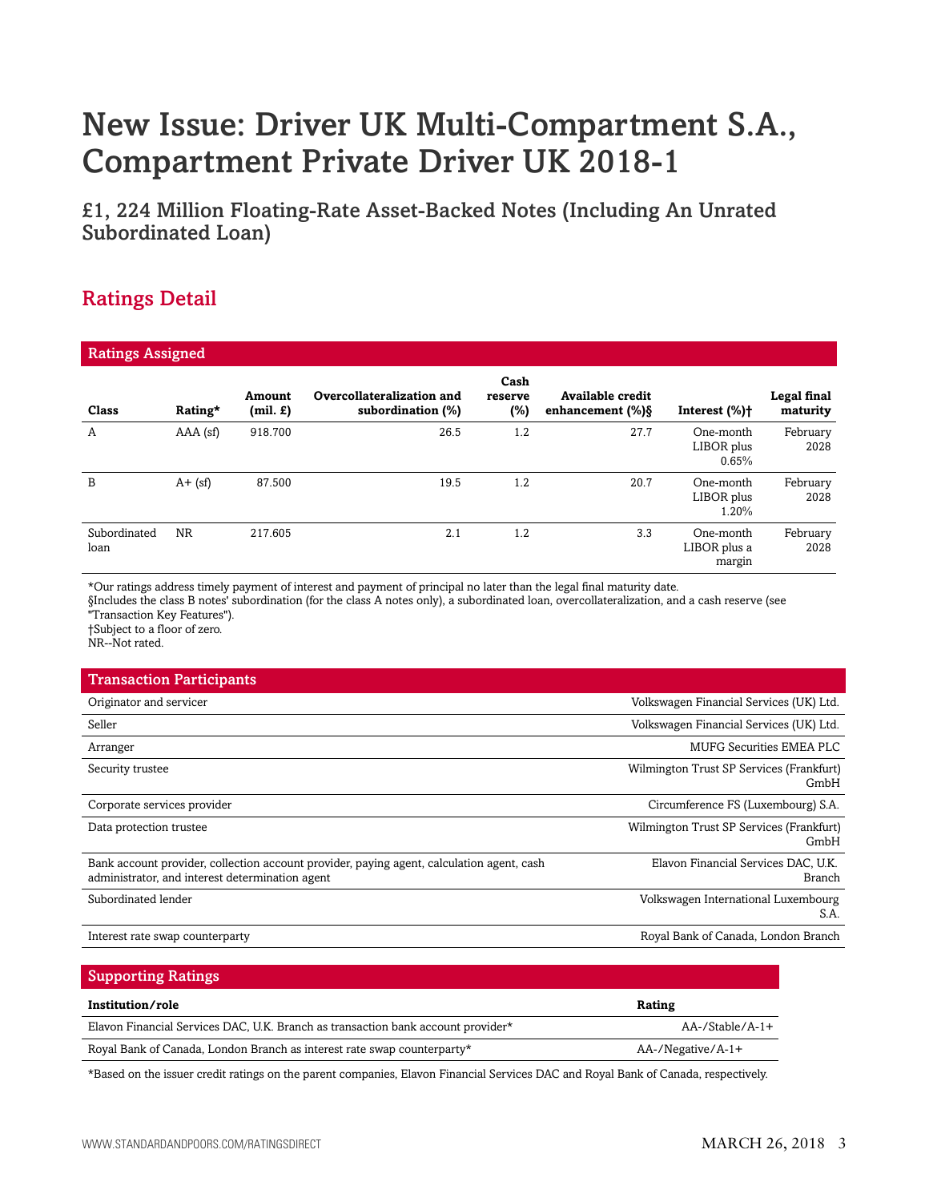# New Issue: Driver UK Multi-Compartment S.A., Compartment Private Driver UK 2018-1

## £1, 224 Million Floating-Rate Asset-Backed Notes (Including An Unrated Subordinated Loan)

## Ratings Detail

### Ratings Assigned

| Class | Rating* | Amount (mil. £) | Overcollateralization and subordination (%) | Cash reserve (%) | Available credit enhancement (%)§ | Interest (%)† | Legal final maturity |
|---|---|---|---|---|---|---|---|
| A | AAA (sf) | 918.700 | 26.5 | 1.2 | 27.7 | One-month LIBOR plus 0.65% | February 2028 |
| B | A+ (sf) | 87.500 | 19.5 | 1.2 | 20.7 | One-month LIBOR plus 1.20% | February 2028 |
| Subordinated loan | NR | 217.605 | 2.1 | 1.2 | 3.3 | One-month LIBOR plus a margin | February 2028 |

*Our ratings address timely payment of interest and payment of principal no later than the legal final maturity date.
§Includes the class B notes' subordination (for the class A notes only), a subordinated loan, overcollateralization, and a cash reserve (see "Transaction Key Features").
†Subject to a floor of zero.
NR--Not rated.

### Transaction Participants

| | |
|---|---|
| Originator and servicer | Volkswagen Financial Services (UK) Ltd. |
| Seller | Volkswagen Financial Services (UK) Ltd. |
| Arranger | MUFG Securities EMEA PLC |
| Security trustee | Wilmington Trust SP Services (Frankfurt) GmbH |
| Corporate services provider | Circumference FS (Luxembourg) S.A. |
| Data protection trustee | Wilmington Trust SP Services (Frankfurt) GmbH |
| Bank account provider, collection account provider, paying agent, calculation agent, cash administrator, and interest determination agent | Elavon Financial Services DAC, U.K. Branch |
| Subordinated lender | Volkswagen International Luxembourg S.A. |
| Interest rate swap counterparty | Royal Bank of Canada, London Branch |

### Supporting Ratings

| Institution/role | Rating |
|---|---|
| Elavon Financial Services DAC, U.K. Branch as transaction bank account provider* | AA-/Stable/A-1+ |
| Royal Bank of Canada, London Branch as interest rate swap counterparty* | AA-/Negative/A-1+ |

*Based on the issuer credit ratings on the parent companies, Elavon Financial Services DAC and Royal Bank of Canada, respectively.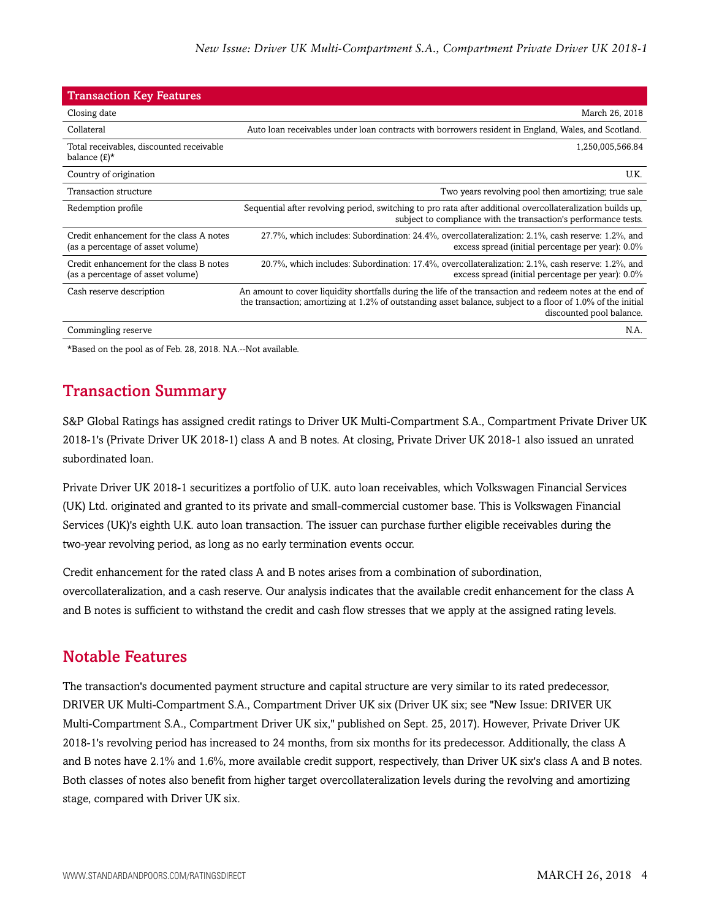| Transaction Key Features | |
|---|---|
| Closing date | March 26, 2018 |
| Collateral | Auto loan receivables under loan contracts with borrowers resident in England, Wales, and Scotland. |
| Total receivables, discounted receivable balance (£)* | 1,250,005,566.84 |
| Country of origination | U.K. |
| Transaction structure | Two years revolving pool then amortizing; true sale |
| Redemption profile | Sequential after revolving period, switching to pro rata after additional overcollateralization builds up, subject to compliance with the transaction's performance tests. |
| Credit enhancement for the class A notes (as a percentage of asset volume) | 27.7%, which includes: Subordination: 24.4%, overcollateralization: 2.1%, cash reserve: 1.2%, and excess spread (initial percentage per year): 0.0% |
| Credit enhancement for the class B notes (as a percentage of asset volume) | 20.7%, which includes: Subordination: 17.4%, overcollateralization: 2.1%, cash reserve: 1.2%, and excess spread (initial percentage per year): 0.0% |
| Cash reserve description | An amount to cover liquidity shortfalls during the life of the transaction and redeem notes at the end of the transaction; amortizing at 1.2% of outstanding asset balance, subject to a floor of 1.0% of the initial discounted pool balance. |
| Commingling reserve | N.A. |

*Based on the pool as of Feb. 28, 2018. N.A.--Not available.

## Transaction Summary

S&P Global Ratings has assigned credit ratings to Driver UK Multi-Compartment S.A., Compartment Private Driver UK 2018-1's (Private Driver UK 2018-1) class A and B notes. At closing, Private Driver UK 2018-1 also issued an unrated subordinated loan.

Private Driver UK 2018-1 securitizes a portfolio of U.K. auto loan receivables, which Volkswagen Financial Services (UK) Ltd. originated and granted to its private and small-commercial customer base. This is Volkswagen Financial Services (UK)'s eighth U.K. auto loan transaction. The issuer can purchase further eligible receivables during the two-year revolving period, as long as no early termination events occur.

Credit enhancement for the rated class A and B notes arises from a combination of subordination, overcollateralization, and a cash reserve. Our analysis indicates that the available credit enhancement for the class A and B notes is sufficient to withstand the credit and cash flow stresses that we apply at the assigned rating levels.

## Notable Features

The transaction's documented payment structure and capital structure are very similar to its rated predecessor, DRIVER UK Multi-Compartment S.A., Compartment Driver UK six (Driver UK six; see "New Issue: DRIVER UK Multi-Compartment S.A., Compartment Driver UK six," published on Sept. 25, 2017). However, Private Driver UK 2018-1's revolving period has increased to 24 months, from six months for its predecessor. Additionally, the class A and B notes have 2.1% and 1.6%, more available credit support, respectively, than Driver UK six's class A and B notes. Both classes of notes also benefit from higher target overcollateralization levels during the revolving and amortizing stage, compared with Driver UK six.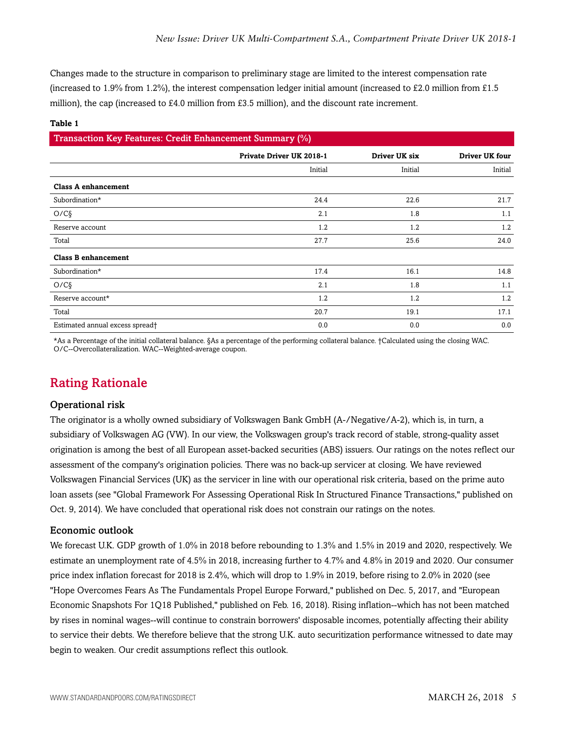Changes made to the structure in comparison to preliminary stage are limited to the interest compensation rate (increased to 1.9% from 1.2%), the interest compensation ledger initial amount (increased to £2.0 million from £1.5 million), the cap (increased to £4.0 million from £3.5 million), and the discount rate increment.

**Table 1**

**Transaction Key Features: Credit Enhancement Summary (%)**

| | Private Driver UK 2018-1 | Driver UK six | Driver UK four |
|---|---|---|---|
| | Initial | Initial | Initial |
| **Class A enhancement** | | | |
| Subordination* | 24.4 | 22.6 | 21.7 |
| O/C§ | 2.1 | 1.8 | 1.1 |
| Reserve account | 1.2 | 1.2 | 1.2 |
| Total | 27.7 | 25.6 | 24.0 |
| **Class B enhancement** | | | |
| Subordination* | 17.4 | 16.1 | 14.8 |
| O/C§ | 2.1 | 1.8 | 1.1 |
| Reserve account* | 1.2 | 1.2 | 1.2 |
| Total | 20.7 | 19.1 | 17.1 |
| Estimated annual excess spread† | 0.0 | 0.0 | 0.0 |

*As a Percentage of the initial collateral balance. §As a percentage of the performing collateral balance. †Calculated using the closing WAC. O/C--Overcollateralization. WAC--Weighted-average coupon.

## Rating Rationale

### Operational risk

The originator is a wholly owned subsidiary of Volkswagen Bank GmbH (A-/Negative/A-2), which is, in turn, a subsidiary of Volkswagen AG (VW). In our view, the Volkswagen group's track record of stable, strong-quality asset origination is among the best of all European asset-backed securities (ABS) issuers. Our ratings on the notes reflect our assessment of the company's origination policies. There was no back-up servicer at closing. We have reviewed Volkswagen Financial Services (UK) as the servicer in line with our operational risk criteria, based on the prime auto loan assets (see "Global Framework For Assessing Operational Risk In Structured Finance Transactions," published on Oct. 9, 2014). We have concluded that operational risk does not constrain our ratings on the notes.

### Economic outlook

We forecast U.K. GDP growth of 1.0% in 2018 before rebounding to 1.3% and 1.5% in 2019 and 2020, respectively. We estimate an unemployment rate of 4.5% in 2018, increasing further to 4.7% and 4.8% in 2019 and 2020. Our consumer price index inflation forecast for 2018 is 2.4%, which will drop to 1.9% in 2019, before rising to 2.0% in 2020 (see "Hope Overcomes Fears As The Fundamentals Propel Europe Forward," published on Dec. 5, 2017, and "European Economic Snapshots For 1Q18 Published," published on Feb. 16, 2018). Rising inflation--which has not been matched by rises in nominal wages--will continue to constrain borrowers' disposable incomes, potentially affecting their ability to service their debts. We therefore believe that the strong U.K. auto securitization performance witnessed to date may begin to weaken. Our credit assumptions reflect this outlook.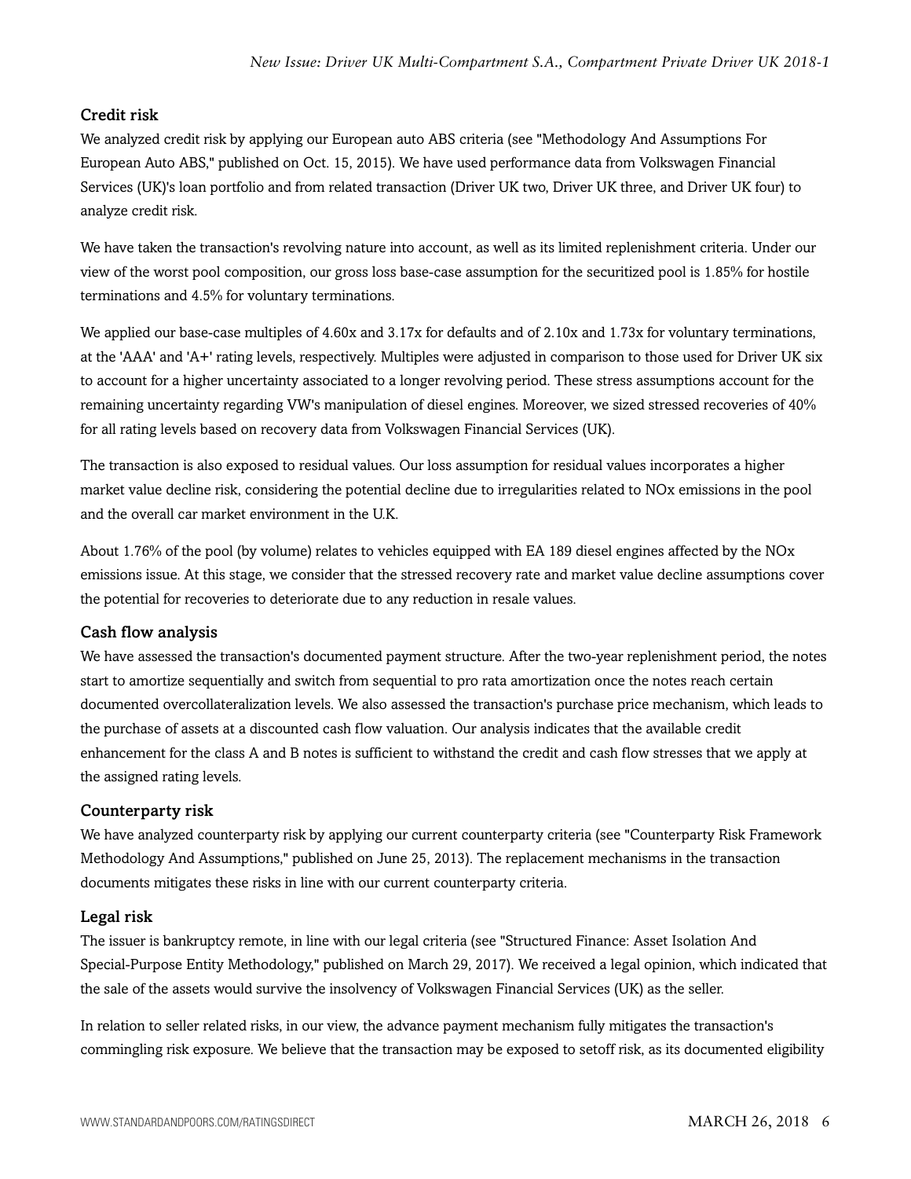### Credit risk

We analyzed credit risk by applying our European auto ABS criteria (see "Methodology And Assumptions For European Auto ABS," published on Oct. 15, 2015). We have used performance data from Volkswagen Financial Services (UK)'s loan portfolio and from related transaction (Driver UK two, Driver UK three, and Driver UK four) to analyze credit risk.

We have taken the transaction's revolving nature into account, as well as its limited replenishment criteria. Under our view of the worst pool composition, our gross loss base-case assumption for the securitized pool is 1.85% for hostile terminations and 4.5% for voluntary terminations.

We applied our base-case multiples of 4.60x and 3.17x for defaults and of 2.10x and 1.73x for voluntary terminations, at the 'AAA' and 'A+' rating levels, respectively. Multiples were adjusted in comparison to those used for Driver UK six to account for a higher uncertainty associated to a longer revolving period. These stress assumptions account for the remaining uncertainty regarding VW's manipulation of diesel engines. Moreover, we sized stressed recoveries of 40% for all rating levels based on recovery data from Volkswagen Financial Services (UK).

The transaction is also exposed to residual values. Our loss assumption for residual values incorporates a higher market value decline risk, considering the potential decline due to irregularities related to NOx emissions in the pool and the overall car market environment in the U.K.

About 1.76% of the pool (by volume) relates to vehicles equipped with EA 189 diesel engines affected by the NOx emissions issue. At this stage, we consider that the stressed recovery rate and market value decline assumptions cover the potential for recoveries to deteriorate due to any reduction in resale values.

### Cash flow analysis

We have assessed the transaction's documented payment structure. After the two-year replenishment period, the notes start to amortize sequentially and switch from sequential to pro rata amortization once the notes reach certain documented overcollateralization levels. We also assessed the transaction's purchase price mechanism, which leads to the purchase of assets at a discounted cash flow valuation. Our analysis indicates that the available credit enhancement for the class A and B notes is sufficient to withstand the credit and cash flow stresses that we apply at the assigned rating levels.

### Counterparty risk

We have analyzed counterparty risk by applying our current counterparty criteria (see "Counterparty Risk Framework Methodology And Assumptions," published on June 25, 2013). The replacement mechanisms in the transaction documents mitigates these risks in line with our current counterparty criteria.

### Legal risk

The issuer is bankruptcy remote, in line with our legal criteria (see "Structured Finance: Asset Isolation And Special-Purpose Entity Methodology," published on March 29, 2017). We received a legal opinion, which indicated that the sale of the assets would survive the insolvency of Volkswagen Financial Services (UK) as the seller.

In relation to seller related risks, in our view, the advance payment mechanism fully mitigates the transaction's commingling risk exposure. We believe that the transaction may be exposed to setoff risk, as its documented eligibility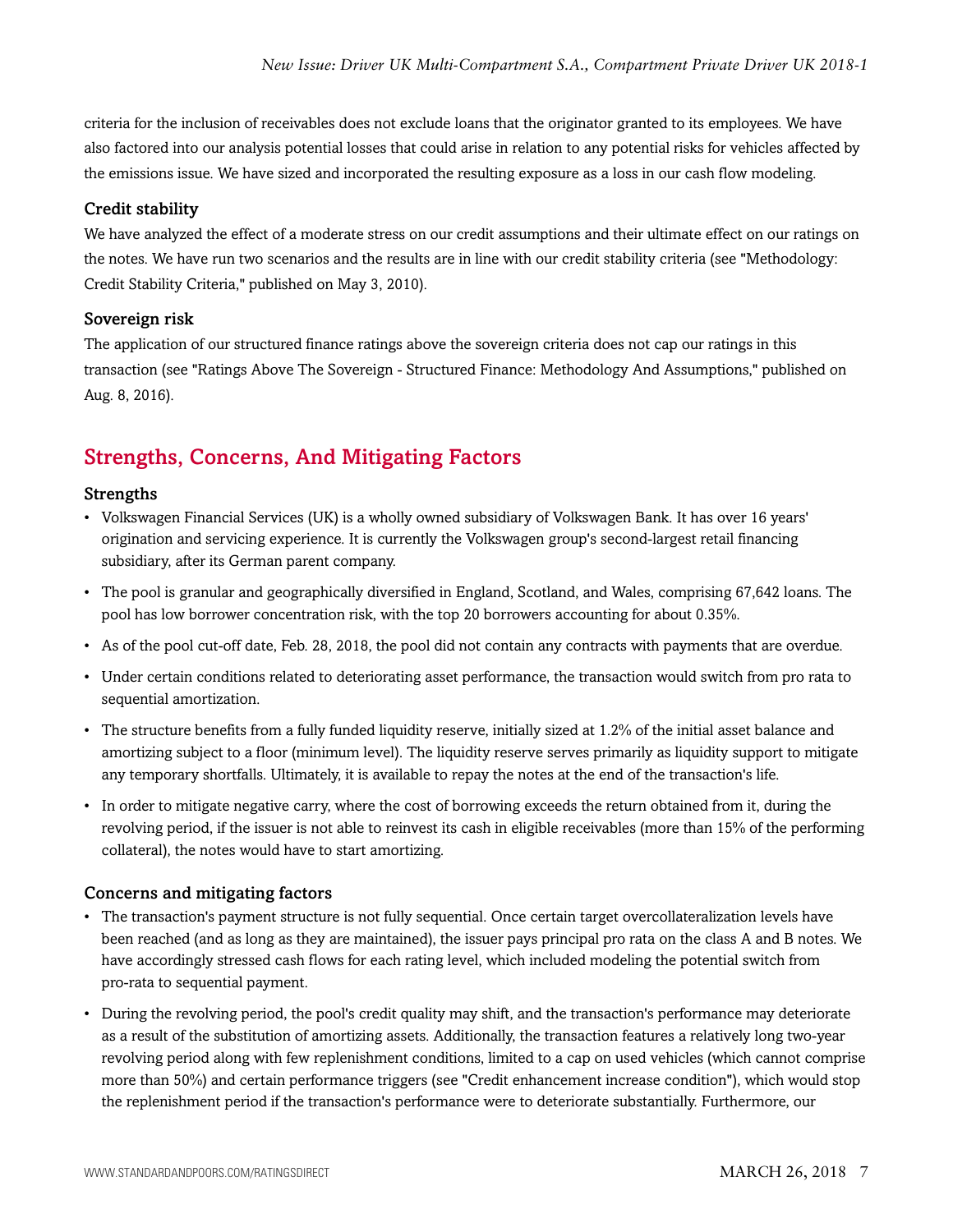criteria for the inclusion of receivables does not exclude loans that the originator granted to its employees. We have also factored into our analysis potential losses that could arise in relation to any potential risks for vehicles affected by the emissions issue. We have sized and incorporated the resulting exposure as a loss in our cash flow modeling.

### Credit stability

We have analyzed the effect of a moderate stress on our credit assumptions and their ultimate effect on our ratings on the notes. We have run two scenarios and the results are in line with our credit stability criteria (see "Methodology: Credit Stability Criteria," published on May 3, 2010).

### Sovereign risk

The application of our structured finance ratings above the sovereign criteria does not cap our ratings in this transaction (see "Ratings Above The Sovereign - Structured Finance: Methodology And Assumptions," published on Aug. 8, 2016).

## Strengths, Concerns, And Mitigating Factors

### Strengths

- Volkswagen Financial Services (UK) is a wholly owned subsidiary of Volkswagen Bank. It has over 16 years' origination and servicing experience. It is currently the Volkswagen group's second-largest retail financing subsidiary, after its German parent company.
- The pool is granular and geographically diversified in England, Scotland, and Wales, comprising 67,642 loans. The pool has low borrower concentration risk, with the top 20 borrowers accounting for about 0.35%.
- As of the pool cut-off date, Feb. 28, 2018, the pool did not contain any contracts with payments that are overdue.
- Under certain conditions related to deteriorating asset performance, the transaction would switch from pro rata to sequential amortization.
- The structure benefits from a fully funded liquidity reserve, initially sized at 1.2% of the initial asset balance and amortizing subject to a floor (minimum level). The liquidity reserve serves primarily as liquidity support to mitigate any temporary shortfalls. Ultimately, it is available to repay the notes at the end of the transaction's life.
- In order to mitigate negative carry, where the cost of borrowing exceeds the return obtained from it, during the revolving period, if the issuer is not able to reinvest its cash in eligible receivables (more than 15% of the performing collateral), the notes would have to start amortizing.

### Concerns and mitigating factors

- The transaction's payment structure is not fully sequential. Once certain target overcollateralization levels have been reached (and as long as they are maintained), the issuer pays principal pro rata on the class A and B notes. We have accordingly stressed cash flows for each rating level, which included modeling the potential switch from pro-rata to sequential payment.
- During the revolving period, the pool's credit quality may shift, and the transaction's performance may deteriorate as a result of the substitution of amortizing assets. Additionally, the transaction features a relatively long two-year revolving period along with few replenishment conditions, limited to a cap on used vehicles (which cannot comprise more than 50%) and certain performance triggers (see "Credit enhancement increase condition"), which would stop the replenishment period if the transaction's performance were to deteriorate substantially. Furthermore, our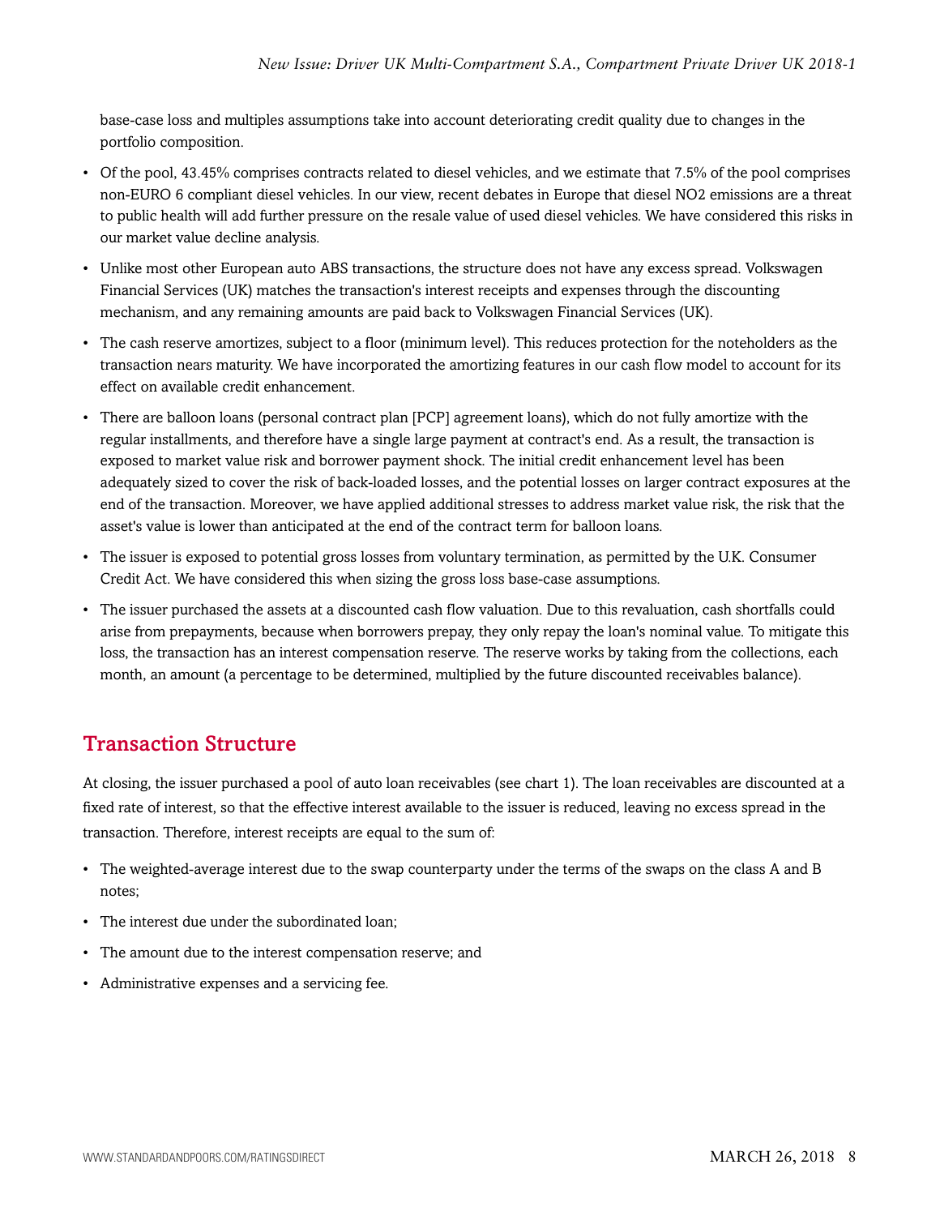base-case loss and multiples assumptions take into account deteriorating credit quality due to changes in the portfolio composition.

- Of the pool, 43.45% comprises contracts related to diesel vehicles, and we estimate that 7.5% of the pool comprises non-EURO 6 compliant diesel vehicles. In our view, recent debates in Europe that diesel $NO_2$ emissions are a threat to public health will add further pressure on the resale value of used diesel vehicles. We have considered this risks in our market value decline analysis.
- Unlike most other European auto ABS transactions, the structure does not have any excess spread. Volkswagen Financial Services (UK) matches the transaction's interest receipts and expenses through the discounting mechanism, and any remaining amounts are paid back to Volkswagen Financial Services (UK).
- The cash reserve amortizes, subject to a floor (minimum level). This reduces protection for the noteholders as the transaction nears maturity. We have incorporated the amortizing features in our cash flow model to account for its effect on available credit enhancement.
- There are balloon loans (personal contract plan [PCP] agreement loans), which do not fully amortize with the regular installments, and therefore have a single large payment at contract's end. As a result, the transaction is exposed to market value risk and borrower payment shock. The initial credit enhancement level has been adequately sized to cover the risk of back-loaded losses, and the potential losses on larger contract exposures at the end of the transaction. Moreover, we have applied additional stresses to address market value risk, the risk that the asset's value is lower than anticipated at the end of the contract term for balloon loans.
- The issuer is exposed to potential gross losses from voluntary termination, as permitted by the U.K. Consumer Credit Act. We have considered this when sizing the gross loss base-case assumptions.
- The issuer purchased the assets at a discounted cash flow valuation. Due to this revaluation, cash shortfalls could arise from prepayments, because when borrowers prepay, they only repay the loan's nominal value. To mitigate this loss, the transaction has an interest compensation reserve. The reserve works by taking from the collections, each month, an amount (a percentage to be determined, multiplied by the future discounted receivables balance).

## Transaction Structure

At closing, the issuer purchased a pool of auto loan receivables (see chart 1). The loan receivables are discounted at a fixed rate of interest, so that the effective interest available to the issuer is reduced, leaving no excess spread in the transaction. Therefore, interest receipts are equal to the sum of:

- The weighted-average interest due to the swap counterparty under the terms of the swaps on the class A and B notes;
- The interest due under the subordinated loan;
- The amount due to the interest compensation reserve; and
- Administrative expenses and a servicing fee.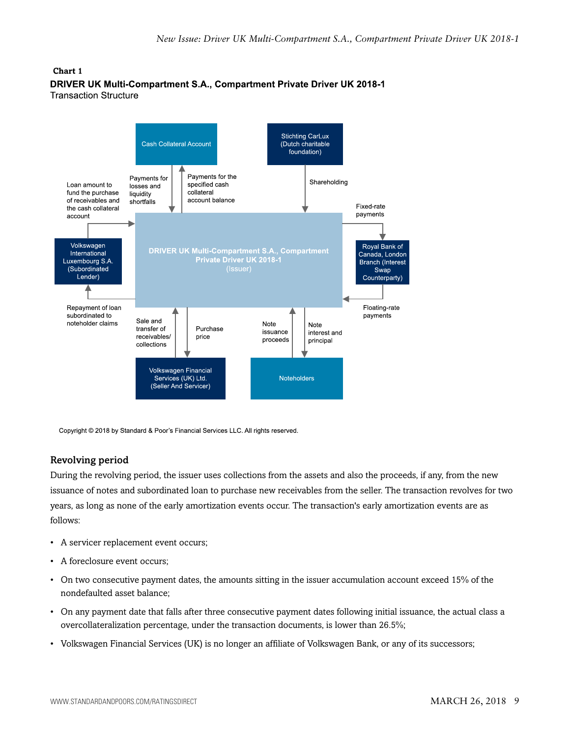**Chart 1**

**DRIVER UK Multi-Compartment S.A., Compartment Private Driver UK 2018-1**

Transaction Structure

Cash Collateral Account

Stichting CarLux (Dutch charitable foundation)

Loan amount to fund the purchase of receivables and the cash collateral account

Payments for losses and liquidity shortfalls

Payments for the specified cash collateral account balance

Shareholding

Fixed-rate payments

Volkswagen International Luxembourg S.A. (Subordinated Lender)

DRIVER UK Multi-Compartment S.A., Compartment Private Driver UK 2018-1 (Issuer)

Royal Bank of Canada, London Branch (Interest Swap Counterparty)

Repayment of loan subordinated to noteholder claims

Sale and transfer of receivables/ collections

Purchase price

Note issuance proceeds

Note interest and principal

Floating-rate payments

Volkswagen Financial Services (UK) Ltd. (Seller And Servicer)

Noteholders

Copyright © 2018 by Standard & Poor's Financial Services LLC. All rights reserved.

## Revolving period

During the revolving period, the issuer uses collections from the assets and also the proceeds, if any, from the new issuance of notes and subordinated loan to purchase new receivables from the seller. The transaction revolves for two years, as long as none of the early amortization events occur. The transaction's early amortization events are as follows:

- A servicer replacement event occurs;
- A foreclosure event occurs;
- On two consecutive payment dates, the amounts sitting in the issuer accumulation account exceed 15% of the nondefaulted asset balance;
- On any payment date that falls after three consecutive payment dates following initial issuance, the actual class a overcollateralization percentage, under the transaction documents, is lower than 26.5%;
- Volkswagen Financial Services (UK) is no longer an affiliate of Volkswagen Bank, or any of its successors;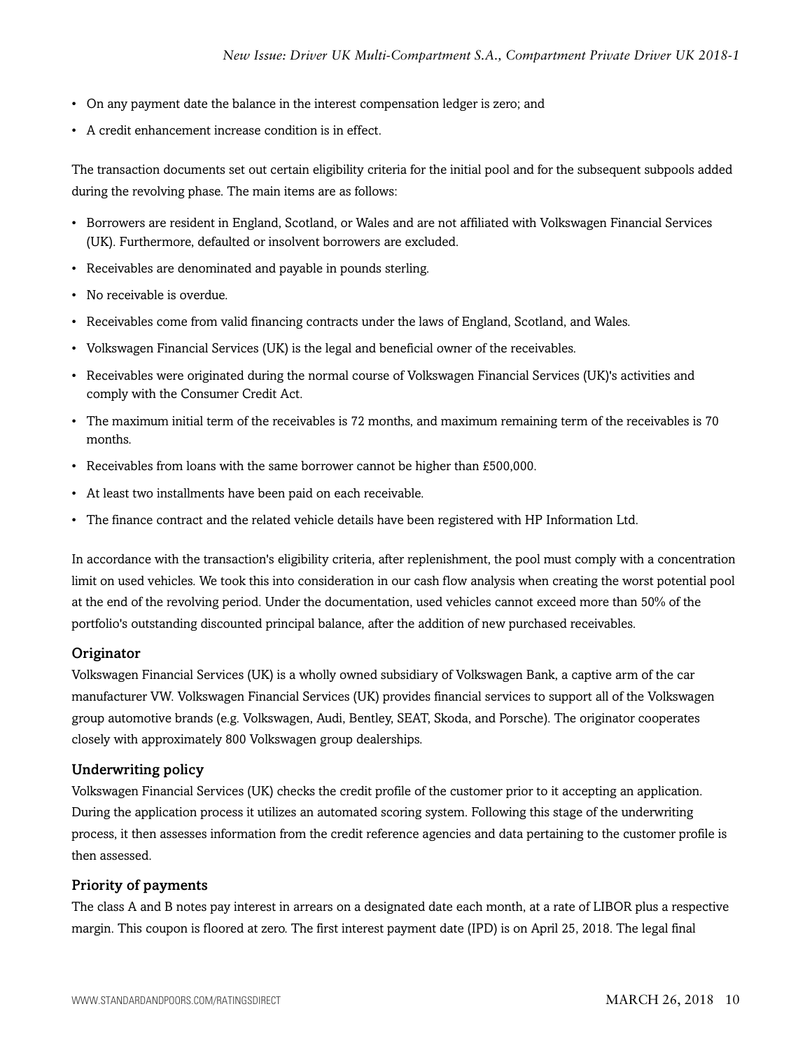- On any payment date the balance in the interest compensation ledger is zero; and
- A credit enhancement increase condition is in effect.

The transaction documents set out certain eligibility criteria for the initial pool and for the subsequent subpools added during the revolving phase. The main items are as follows:

- Borrowers are resident in England, Scotland, or Wales and are not affiliated with Volkswagen Financial Services (UK). Furthermore, defaulted or insolvent borrowers are excluded.
- Receivables are denominated and payable in pounds sterling.
- No receivable is overdue.
- Receivables come from valid financing contracts under the laws of England, Scotland, and Wales.
- Volkswagen Financial Services (UK) is the legal and beneficial owner of the receivables.
- Receivables were originated during the normal course of Volkswagen Financial Services (UK)'s activities and comply with the Consumer Credit Act.
- The maximum initial term of the receivables is 72 months, and maximum remaining term of the receivables is 70 months.
- Receivables from loans with the same borrower cannot be higher than £500,000.
- At least two installments have been paid on each receivable.
- The finance contract and the related vehicle details have been registered with HP Information Ltd.

In accordance with the transaction's eligibility criteria, after replenishment, the pool must comply with a concentration limit on used vehicles. We took this into consideration in our cash flow analysis when creating the worst potential pool at the end of the revolving period. Under the documentation, used vehicles cannot exceed more than 50% of the portfolio's outstanding discounted principal balance, after the addition of new purchased receivables.

### Originator

Volkswagen Financial Services (UK) is a wholly owned subsidiary of Volkswagen Bank, a captive arm of the car manufacturer VW. Volkswagen Financial Services (UK) provides financial services to support all of the Volkswagen group automotive brands (e.g. Volkswagen, Audi, Bentley, SEAT, Skoda, and Porsche). The originator cooperates closely with approximately 800 Volkswagen group dealerships.

### Underwriting policy

Volkswagen Financial Services (UK) checks the credit profile of the customer prior to it accepting an application. During the application process it utilizes an automated scoring system. Following this stage of the underwriting process, it then assesses information from the credit reference agencies and data pertaining to the customer profile is then assessed.

### Priority of payments

The class A and B notes pay interest in arrears on a designated date each month, at a rate of LIBOR plus a respective margin. This coupon is floored at zero. The first interest payment date (IPD) is on April 25, 2018. The legal final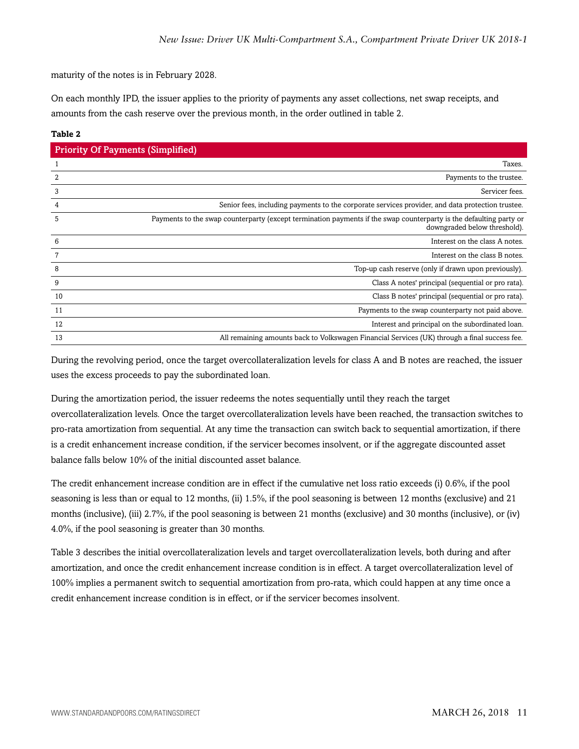maturity of the notes is in February 2028.

On each monthly IPD, the issuer applies to the priority of payments any asset collections, net swap receipts, and amounts from the cash reserve over the previous month, in the order outlined in table 2.

**Table 2**

| Priority Of Payments (Simplified) | |
|---|---|
| 1 | Taxes. |
| 2 | Payments to the trustee. |
| 3 | Servicer fees. |
| 4 | Senior fees, including payments to the corporate services provider, and data protection trustee. |
| 5 | Payments to the swap counterparty (except termination payments if the swap counterparty is the defaulting party or downgraded below threshold). |
| 6 | Interest on the class A notes. |
| 7 | Interest on the class B notes. |
| 8 | Top-up cash reserve (only if drawn upon previously). |
| 9 | Class A notes' principal (sequential or pro rata). |
| 10 | Class B notes' principal (sequential or pro rata). |
| 11 | Payments to the swap counterparty not paid above. |
| 12 | Interest and principal on the subordinated loan. |
| 13 | All remaining amounts back to Volkswagen Financial Services (UK) through a final success fee. |

During the revolving period, once the target overcollateralization levels for class A and B notes are reached, the issuer uses the excess proceeds to pay the subordinated loan.

During the amortization period, the issuer redeems the notes sequentially until they reach the target overcollateralization levels. Once the target overcollateralization levels have been reached, the transaction switches to pro-rata amortization from sequential. At any time the transaction can switch back to sequential amortization, if there is a credit enhancement increase condition, if the servicer becomes insolvent, or if the aggregate discounted asset balance falls below 10% of the initial discounted asset balance.

The credit enhancement increase condition are in effect if the cumulative net loss ratio exceeds (i) 0.6%, if the pool seasoning is less than or equal to 12 months, (ii) 1.5%, if the pool seasoning is between 12 months (exclusive) and 21 months (inclusive), (iii) 2.7%, if the pool seasoning is between 21 months (exclusive) and 30 months (inclusive), or (iv) 4.0%, if the pool seasoning is greater than 30 months.

Table 3 describes the initial overcollateralization levels and target overcollateralization levels, both during and after amortization, and once the credit enhancement increase condition is in effect. A target overcollateralization level of 100% implies a permanent switch to sequential amortization from pro-rata, which could happen at any time once a credit enhancement increase condition is in effect, or if the servicer becomes insolvent.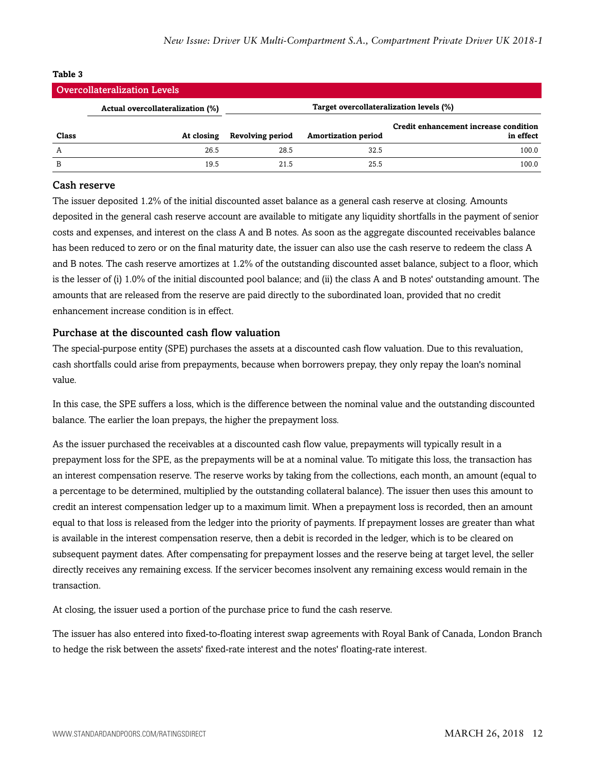**Table 3**

| Overcollateralization Levels | | | | |
|---|---|---|---|---|
| | Actual overcollateralization (%) | Target overcollateralization levels (%) | | |
| Class | At closing | Revolving period | Amortization period | Credit enhancement increase condition in effect |
| A | 26.5 | 28.5 | 32.5 | 100.0 |
| B | 19.5 | 21.5 | 25.5 | 100.0 |

### Cash reserve

The issuer deposited 1.2% of the initial discounted asset balance as a general cash reserve at closing. Amounts deposited in the general cash reserve account are available to mitigate any liquidity shortfalls in the payment of senior costs and expenses, and interest on the class A and B notes. As soon as the aggregate discounted receivables balance has been reduced to zero or on the final maturity date, the issuer can also use the cash reserve to redeem the class A and B notes. The cash reserve amortizes at 1.2% of the outstanding discounted asset balance, subject to a floor, which is the lesser of (i) 1.0% of the initial discounted pool balance; and (ii) the class A and B notes' outstanding amount. The amounts that are released from the reserve are paid directly to the subordinated loan, provided that no credit enhancement increase condition is in effect.

### Purchase at the discounted cash flow valuation

The special-purpose entity (SPE) purchases the assets at a discounted cash flow valuation. Due to this revaluation, cash shortfalls could arise from prepayments, because when borrowers prepay, they only repay the loan's nominal value.

In this case, the SPE suffers a loss, which is the difference between the nominal value and the outstanding discounted balance. The earlier the loan prepays, the higher the prepayment loss.

As the issuer purchased the receivables at a discounted cash flow value, prepayments will typically result in a prepayment loss for the SPE, as the prepayments will be at a nominal value. To mitigate this loss, the transaction has an interest compensation reserve. The reserve works by taking from the collections, each month, an amount (equal to a percentage to be determined, multiplied by the outstanding collateral balance). The issuer then uses this amount to credit an interest compensation ledger up to a maximum limit. When a prepayment loss is recorded, then an amount equal to that loss is released from the ledger into the priority of payments. If prepayment losses are greater than what is available in the interest compensation reserve, then a debit is recorded in the ledger, which is to be cleared on subsequent payment dates. After compensating for prepayment losses and the reserve being at target level, the seller directly receives any remaining excess. If the servicer becomes insolvent any remaining excess would remain in the transaction.

At closing, the issuer used a portion of the purchase price to fund the cash reserve.

The issuer has also entered into fixed-to-floating interest swap agreements with Royal Bank of Canada, London Branch to hedge the risk between the assets' fixed-rate interest and the notes' floating-rate interest.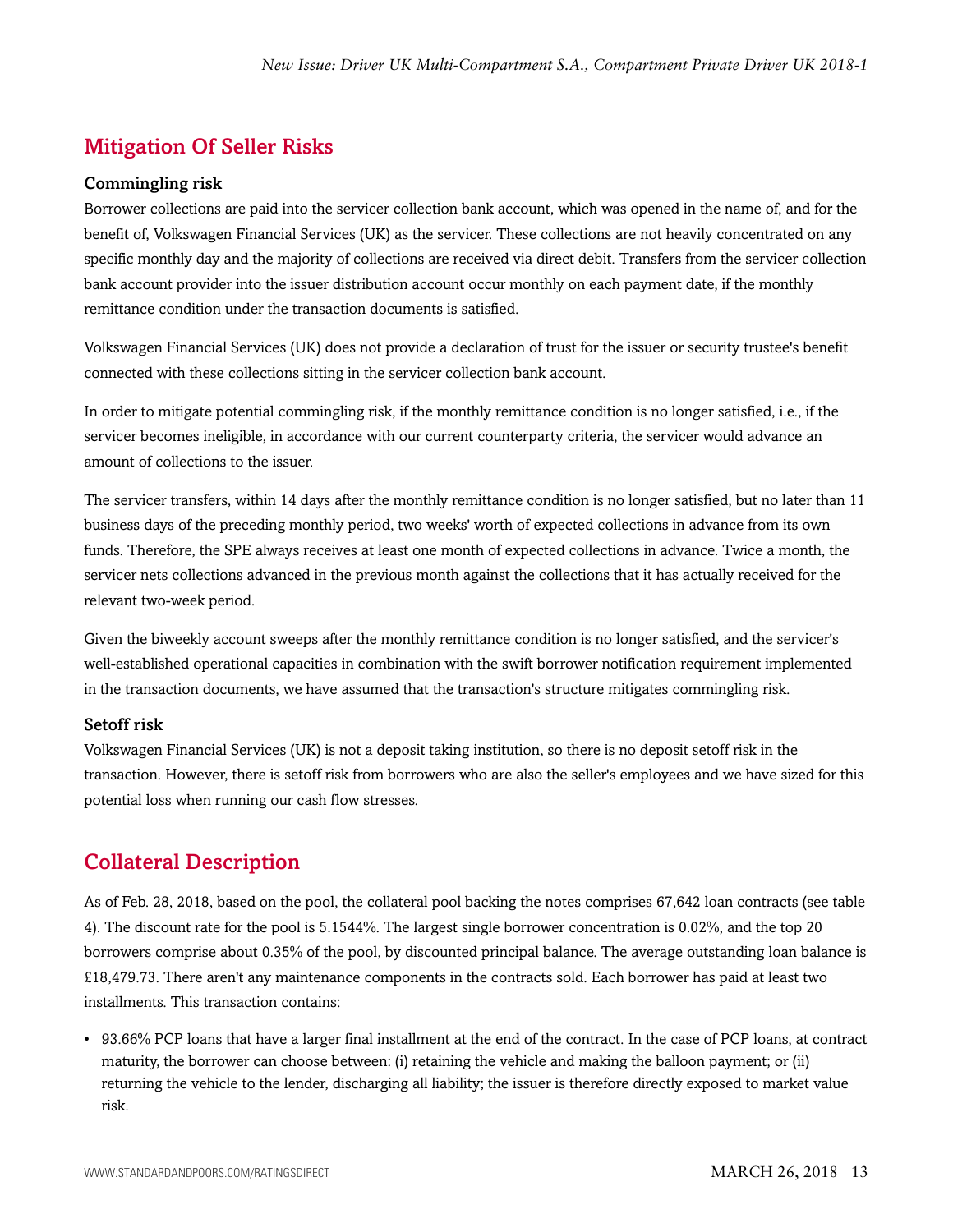## Mitigation Of Seller Risks

### Commingling risk

Borrower collections are paid into the servicer collection bank account, which was opened in the name of, and for the benefit of, Volkswagen Financial Services (UK) as the servicer. These collections are not heavily concentrated on any specific monthly day and the majority of collections are received via direct debit. Transfers from the servicer collection bank account provider into the issuer distribution account occur monthly on each payment date, if the monthly remittance condition under the transaction documents is satisfied.

Volkswagen Financial Services (UK) does not provide a declaration of trust for the issuer or security trustee's benefit connected with these collections sitting in the servicer collection bank account.

In order to mitigate potential commingling risk, if the monthly remittance condition is no longer satisfied, i.e., if the servicer becomes ineligible, in accordance with our current counterparty criteria, the servicer would advance an amount of collections to the issuer.

The servicer transfers, within 14 days after the monthly remittance condition is no longer satisfied, but no later than 11 business days of the preceding monthly period, two weeks' worth of expected collections in advance from its own funds. Therefore, the SPE always receives at least one month of expected collections in advance. Twice a month, the servicer nets collections advanced in the previous month against the collections that it has actually received for the relevant two-week period.

Given the biweekly account sweeps after the monthly remittance condition is no longer satisfied, and the servicer's well-established operational capacities in combination with the swift borrower notification requirement implemented in the transaction documents, we have assumed that the transaction's structure mitigates commingling risk.

### Setoff risk

Volkswagen Financial Services (UK) is not a deposit taking institution, so there is no deposit setoff risk in the transaction. However, there is setoff risk from borrowers who are also the seller's employees and we have sized for this potential loss when running our cash flow stresses.

## Collateral Description

As of Feb. 28, 2018, based on the pool, the collateral pool backing the notes comprises 67,642 loan contracts (see table 4). The discount rate for the pool is 5.1544%. The largest single borrower concentration is 0.02%, and the top 20 borrowers comprise about 0.35% of the pool, by discounted principal balance. The average outstanding loan balance is £18,479.73. There aren't any maintenance components in the contracts sold. Each borrower has paid at least two installments. This transaction contains:

- 93.66% PCP loans that have a larger final installment at the end of the contract. In the case of PCP loans, at contract maturity, the borrower can choose between: (i) retaining the vehicle and making the balloon payment; or (ii) returning the vehicle to the lender, discharging all liability; the issuer is therefore directly exposed to market value risk.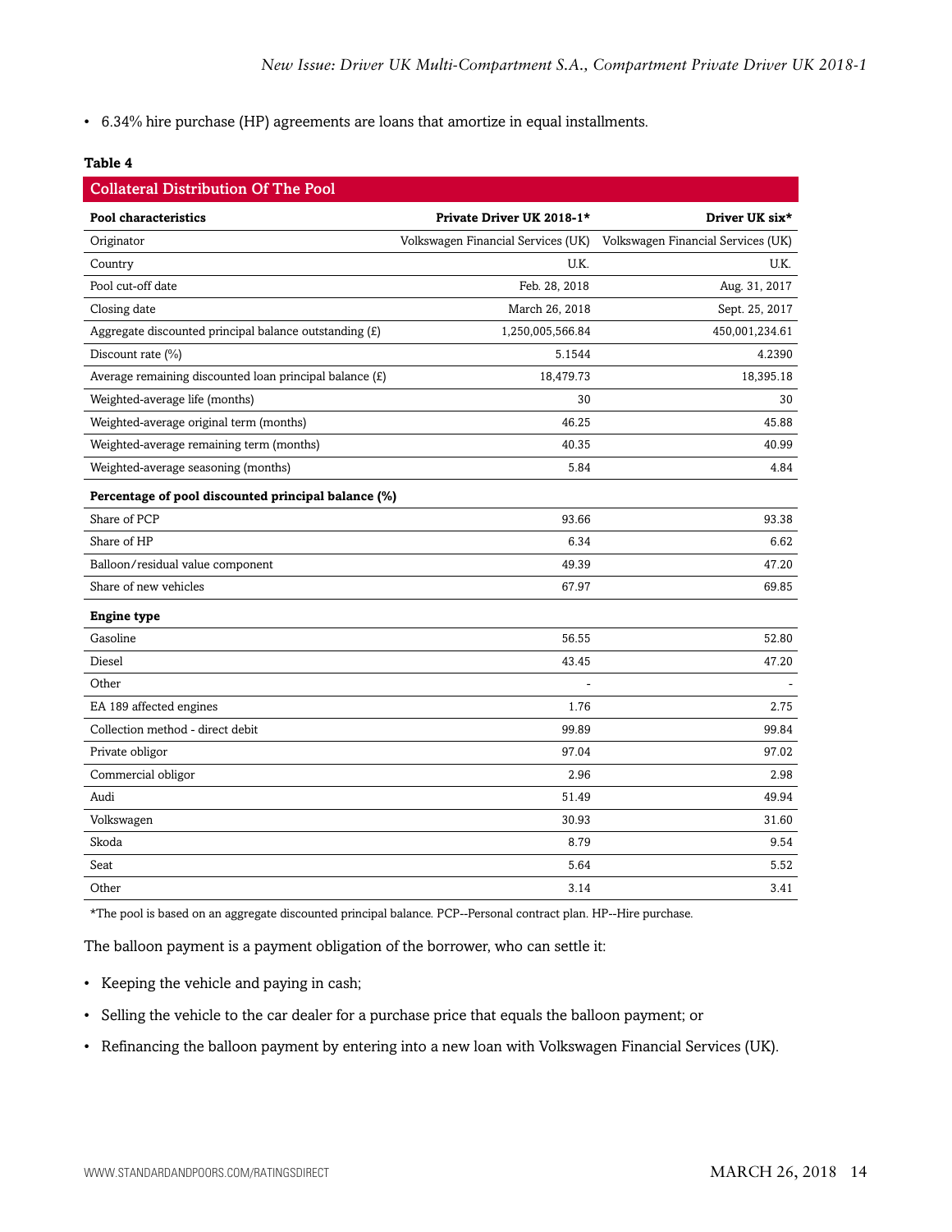- 6.34% hire purchase (HP) agreements are loans that amortize in equal installments.

**Table 4**

**Collateral Distribution Of The Pool**

| Pool characteristics | Private Driver UK 2018-1* | Driver UK six* |
|---|---|---|
| Originator | Volkswagen Financial Services (UK) | Volkswagen Financial Services (UK) |
| Country | U.K. | U.K. |
| Pool cut-off date | Feb. 28, 2018 | Aug. 31, 2017 |
| Closing date | March 26, 2018 | Sept. 25, 2017 |
| Aggregate discounted principal balance outstanding (£) | 1,250,005,566.84 | 450,001,234.61 |
| Discount rate (%) | 5.1544 | 4.2390 |
| Average remaining discounted loan principal balance (£) | 18,479.73 | 18,395.18 |
| Weighted-average life (months) | 30 | 30 |
| Weighted-average original term (months) | 46.25 | 45.88 |
| Weighted-average remaining term (months) | 40.35 | 40.99 |
| Weighted-average seasoning (months) | 5.84 | 4.84 |
| **Percentage of pool discounted principal balance (%)** | | |
| Share of PCP | 93.66 | 93.38 |
| Share of HP | 6.34 | 6.62 |
| Balloon/residual value component | 49.39 | 47.20 |
| Share of new vehicles | 67.97 | 69.85 |
| **Engine type** | | |
| Gasoline | 56.55 | 52.80 |
| Diesel | 43.45 | 47.20 |
| Other | - | - |
| EA 189 affected engines | 1.76 | 2.75 |
| Collection method - direct debit | 99.89 | 99.84 |
| Private obligor | 97.04 | 97.02 |
| Commercial obligor | 2.96 | 2.98 |
| Audi | 51.49 | 49.94 |
| Volkswagen | 30.93 | 31.60 |
| Skoda | 8.79 | 9.54 |
| Seat | 5.64 | 5.52 |
| Other | 3.14 | 3.41 |

*The pool is based on an aggregate discounted principal balance. PCP--Personal contract plan. HP--Hire purchase.

The balloon payment is a payment obligation of the borrower, who can settle it:

- Keeping the vehicle and paying in cash;
- Selling the vehicle to the car dealer for a purchase price that equals the balloon payment; or
- Refinancing the balloon payment by entering into a new loan with Volkswagen Financial Services (UK).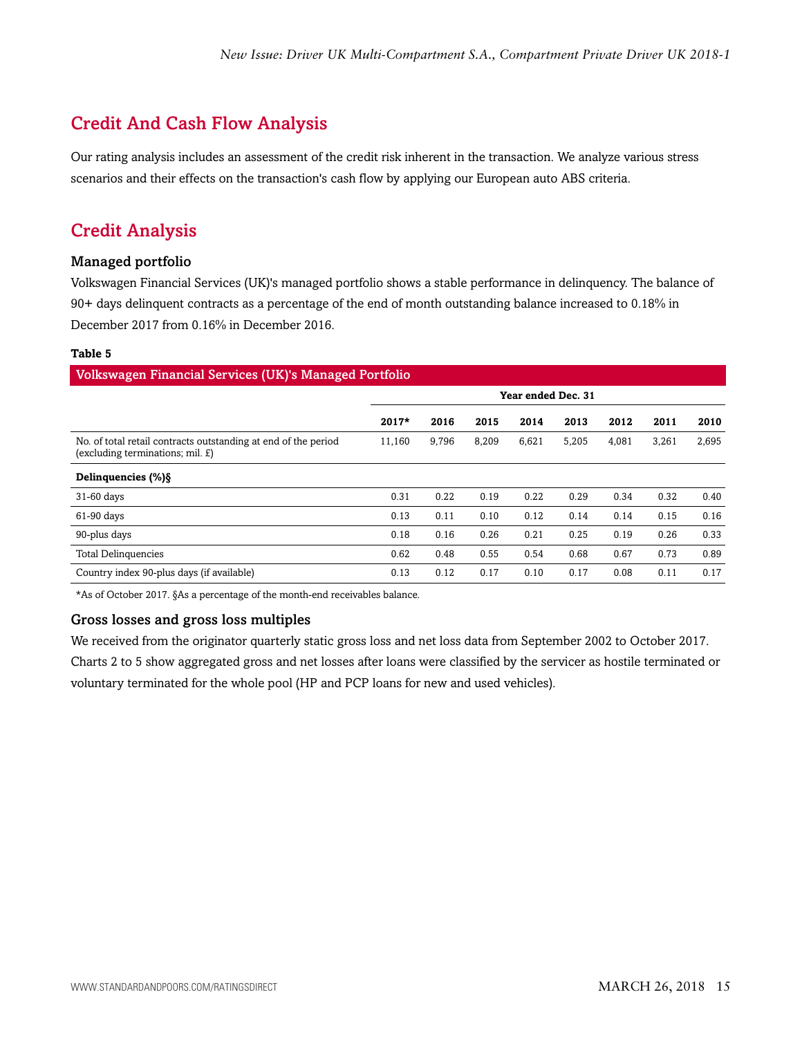## Credit And Cash Flow Analysis

Our rating analysis includes an assessment of the credit risk inherent in the transaction. We analyze various stress scenarios and their effects on the transaction's cash flow by applying our European auto ABS criteria.

## Credit Analysis

### Managed portfolio

Volkswagen Financial Services (UK)'s managed portfolio shows a stable performance in delinquency. The balance of 90+ days delinquent contracts as a percentage of the end of month outstanding balance increased to 0.18% in December 2017 from 0.16% in December 2016.

**Table 5**

**Volkswagen Financial Services (UK)'s Managed Portfolio**

| | Year ended Dec. 31 | | | | | | | |
|---|---|---|---|---|---|---|---|---|
| | **2017*** | **2016** | **2015** | **2014** | **2013** | **2012** | **2011** | **2010** |
| No. of total retail contracts outstanding at end of the period (excluding terminations; mil. £) | 11,160 | 9,796 | 8,209 | 6,621 | 5,205 | 4,081 | 3,261 | 2,695 |
| **Delinquencies (%)§** | | | | | | | | |
| 31-60 days | 0.31 | 0.22 | 0.19 | 0.22 | 0.29 | 0.34 | 0.32 | 0.40 |
| 61-90 days | 0.13 | 0.11 | 0.10 | 0.12 | 0.14 | 0.14 | 0.15 | 0.16 |
| 90-plus days | 0.18 | 0.16 | 0.26 | 0.21 | 0.25 | 0.19 | 0.26 | 0.33 |
| Total Delinquencies | 0.62 | 0.48 | 0.55 | 0.54 | 0.68 | 0.67 | 0.73 | 0.89 |
| Country index 90-plus days (if available) | 0.13 | 0.12 | 0.17 | 0.10 | 0.17 | 0.08 | 0.11 | 0.17 |

*As of October 2017. §As a percentage of the month-end receivables balance.

### Gross losses and gross loss multiples

We received from the originator quarterly static gross loss and net loss data from September 2002 to October 2017. Charts 2 to 5 show aggregated gross and net losses after loans were classified by the servicer as hostile terminated or voluntary terminated for the whole pool (HP and PCP loans for new and used vehicles).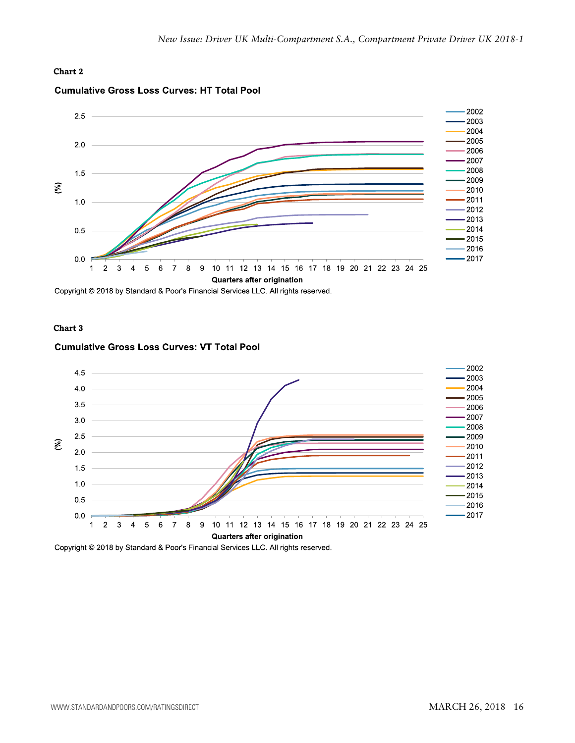**Chart 2**

**Cumulative Gross Loss Curves: HT Total Pool**

Copyright © 2018 by Standard & Poor's Financial Services LLC. All rights reserved.

**Chart 3**

**Cumulative Gross Loss Curves: VT Total Pool**

Copyright © 2018 by Standard & Poor's Financial Services LLC. All rights reserved.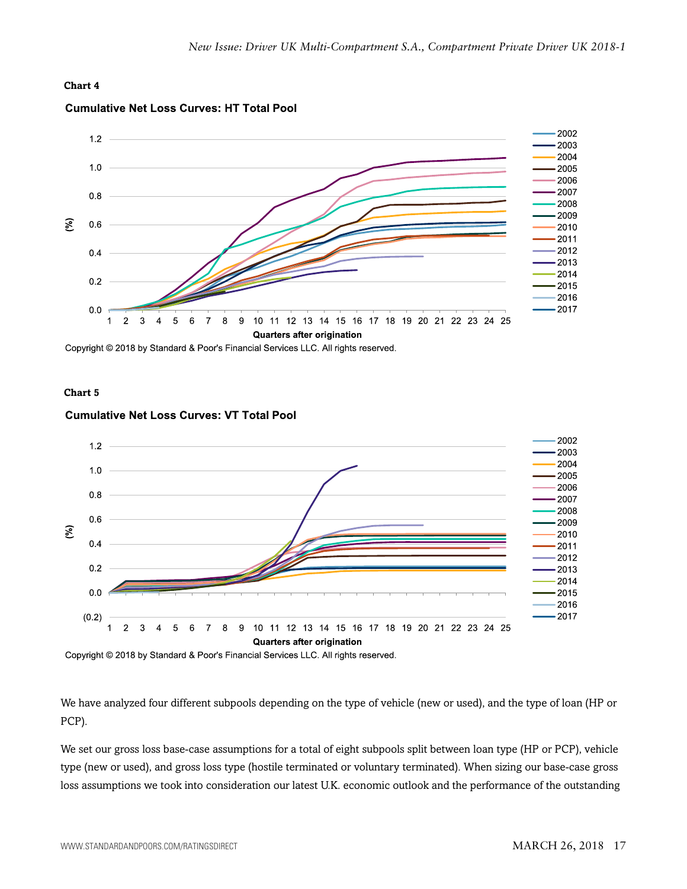**Chart 4**

**Cumulative Net Loss Curves: HT Total Pool**

Copyright © 2018 by Standard & Poor's Financial Services LLC. All rights reserved.

**Chart 5**

**Cumulative Net Loss Curves: VT Total Pool**

Copyright © 2018 by Standard & Poor's Financial Services LLC. All rights reserved.

We have analyzed four different subpools depending on the type of vehicle (new or used), and the type of loan (HP or PCP).

We set our gross loss base-case assumptions for a total of eight subpools split between loan type (HP or PCP), vehicle type (new or used), and gross loss type (hostile terminated or voluntary terminated). When sizing our base-case gross loss assumptions we took into consideration our latest U.K. economic outlook and the performance of the outstanding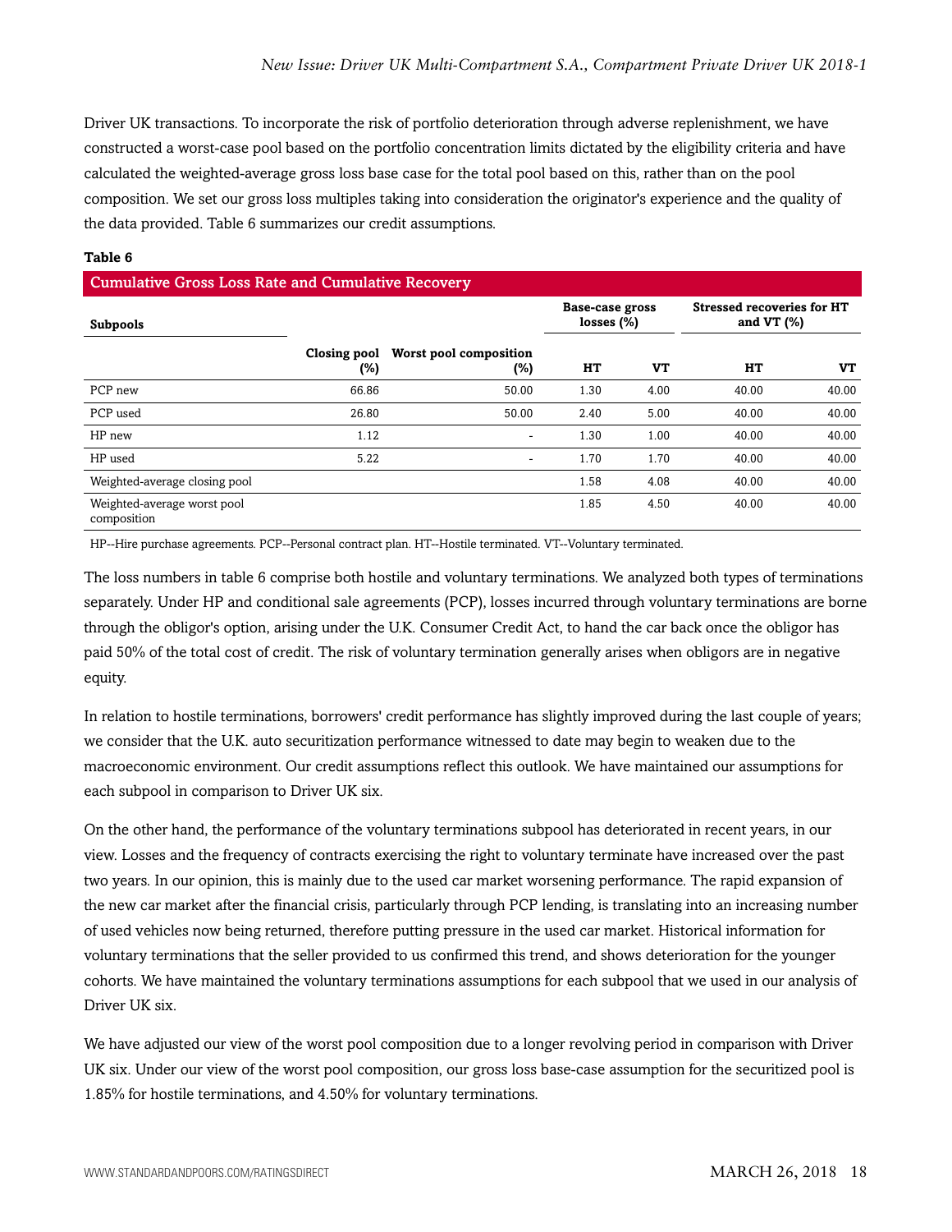Driver UK transactions. To incorporate the risk of portfolio deterioration through adverse replenishment, we have constructed a worst-case pool based on the portfolio concentration limits dictated by the eligibility criteria and have calculated the weighted-average gross loss base case for the total pool based on this, rather than on the pool composition. We set our gross loss multiples taking into consideration the originator's experience and the quality of the data provided. Table 6 summarizes our credit assumptions.

**Table 6**

| Cumulative Gross Loss Rate and Cumulative Recovery | | | | | | |
|---|---|---|---|---|---|---|
| Subpools | | | Base-case gross losses (%) | | Stressed recoveries for HT and VT (%) | |
| | Closing pool (%) | Worst pool composition (%) | HT | VT | HT | VT |
| PCP new | 66.86 | 50.00 | 1.30 | 4.00 | 40.00 | 40.00 |
| PCP used | 26.80 | 50.00 | 2.40 | 5.00 | 40.00 | 40.00 |
| HP new | 1.12 | - | 1.30 | 1.00 | 40.00 | 40.00 |
| HP used | 5.22 | - | 1.70 | 1.70 | 40.00 | 40.00 |
| Weighted-average closing pool | | | 1.58 | 4.08 | 40.00 | 40.00 |
| Weighted-average worst pool composition | | | 1.85 | 4.50 | 40.00 | 40.00 |

HP--Hire purchase agreements. PCP--Personal contract plan. HT--Hostile terminated. VT--Voluntary terminated.

The loss numbers in table 6 comprise both hostile and voluntary terminations. We analyzed both types of terminations separately. Under HP and conditional sale agreements (PCP), losses incurred through voluntary terminations are borne through the obligor's option, arising under the U.K. Consumer Credit Act, to hand the car back once the obligor has paid 50% of the total cost of credit. The risk of voluntary termination generally arises when obligors are in negative equity.

In relation to hostile terminations, borrowers' credit performance has slightly improved during the last couple of years; we consider that the U.K. auto securitization performance witnessed to date may begin to weaken due to the macroeconomic environment. Our credit assumptions reflect this outlook. We have maintained our assumptions for each subpool in comparison to Driver UK six.

On the other hand, the performance of the voluntary terminations subpool has deteriorated in recent years, in our view. Losses and the frequency of contracts exercising the right to voluntary terminate have increased over the past two years. In our opinion, this is mainly due to the used car market worsening performance. The rapid expansion of the new car market after the financial crisis, particularly through PCP lending, is translating into an increasing number of used vehicles now being returned, therefore putting pressure in the used car market. Historical information for voluntary terminations that the seller provided to us confirmed this trend, and shows deterioration for the younger cohorts. We have maintained the voluntary terminations assumptions for each subpool that we used in our analysis of Driver UK six.

We have adjusted our view of the worst pool composition due to a longer revolving period in comparison with Driver UK six. Under our view of the worst pool composition, our gross loss base-case assumption for the securitized pool is 1.85% for hostile terminations, and 4.50% for voluntary terminations.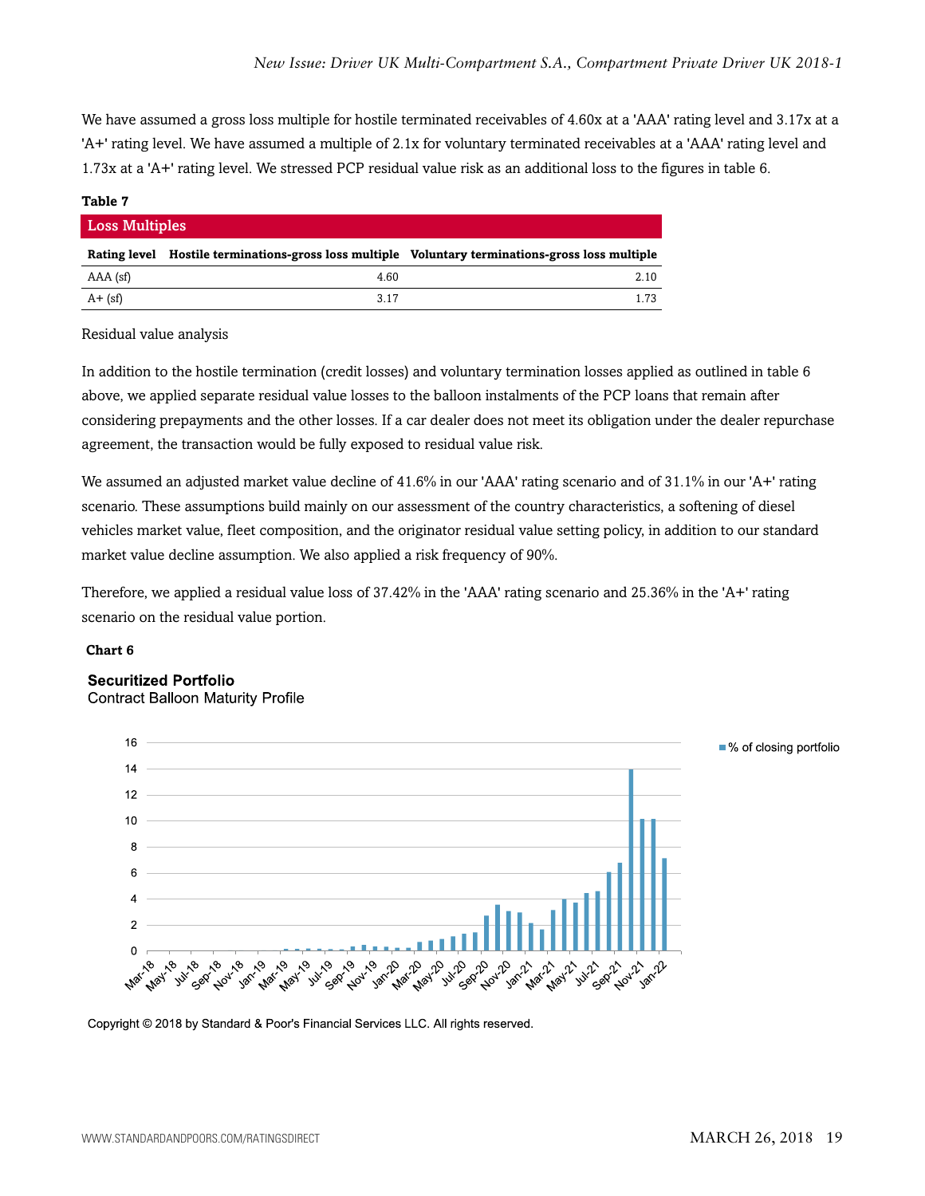We have assumed a gross loss multiple for hostile terminated receivables of 4.60x at a 'AAA' rating level and 3.17x at a 'A+' rating level. We have assumed a multiple of 2.1x for voluntary terminated receivables at a 'AAA' rating level and 1.73x at a 'A+' rating level. We stressed PCP residual value risk as an additional loss to the figures in table 6.

**Table 7**

**Loss Multiples**

| Rating level | Hostile terminations-gross loss multiple | Voluntary terminations-gross loss multiple |
|---|---|---|
| AAA (sf) | 4.60 | 2.10 |
| A+ (sf) | 3.17 | 1.73 |

Residual value analysis

In addition to the hostile termination (credit losses) and voluntary termination losses applied as outlined in table 6 above, we applied separate residual value losses to the balloon instalments of the PCP loans that remain after considering prepayments and the other losses. If a car dealer does not meet its obligation under the dealer repurchase agreement, the transaction would be fully exposed to residual value risk.

We assumed an adjusted market value decline of 41.6% in our 'AAA' rating scenario and of 31.1% in our 'A+' rating scenario. These assumptions build mainly on our assessment of the country characteristics, a softening of diesel vehicles market value, fleet composition, and the originator residual value setting policy, in addition to our standard market value decline assumption. We also applied a risk frequency of 90%.

Therefore, we applied a residual value loss of 37.42% in the 'AAA' rating scenario and 25.36% in the 'A+' rating scenario on the residual value portion.

**Chart 6**

**Securitized Portfolio**
Contract Balloon Maturity Profile

Copyright © 2018 by Standard & Poor's Financial Services LLC. All rights reserved.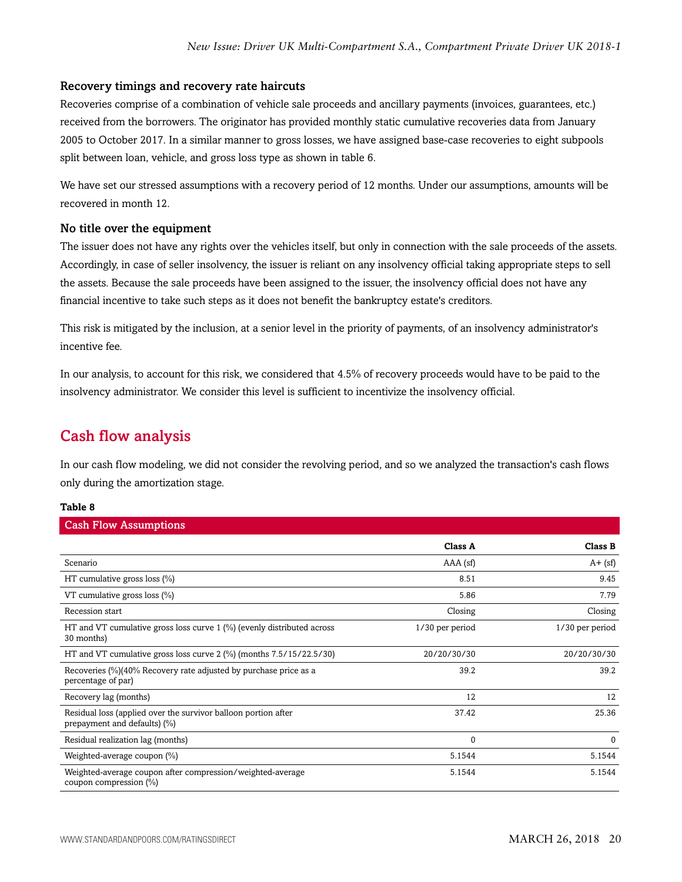### Recovery timings and recovery rate haircuts

Recoveries comprise of a combination of vehicle sale proceeds and ancillary payments (invoices, guarantees, etc.) received from the borrowers. The originator has provided monthly static cumulative recoveries data from January 2005 to October 2017. In a similar manner to gross losses, we have assigned base-case recoveries to eight subpools split between loan, vehicle, and gross loss type as shown in table 6.

We have set our stressed assumptions with a recovery period of 12 months. Under our assumptions, amounts will be recovered in month 12.

### No title over the equipment

The issuer does not have any rights over the vehicles itself, but only in connection with the sale proceeds of the assets. Accordingly, in case of seller insolvency, the issuer is reliant on any insolvency official taking appropriate steps to sell the assets. Because the sale proceeds have been assigned to the issuer, the insolvency official does not have any financial incentive to take such steps as it does not benefit the bankruptcy estate's creditors.

This risk is mitigated by the inclusion, at a senior level in the priority of payments, of an insolvency administrator's incentive fee.

In our analysis, to account for this risk, we considered that 4.5% of recovery proceeds would have to be paid to the insolvency administrator. We consider this level is sufficient to incentivize the insolvency official.

## Cash flow analysis

In our cash flow modeling, we did not consider the revolving period, and so we analyzed the transaction's cash flows only during the amortization stage.

**Table 8**

**Cash Flow Assumptions**

| | Class A | Class B |
|---|---|---|
| Scenario | AAA (sf) | A+ (sf) |
| HT cumulative gross loss (%) | 8.51 | 9.45 |
| VT cumulative gross loss (%) | 5.86 | 7.79 |
| Recession start | Closing | Closing |
| HT and VT cumulative gross loss curve 1 (%) (evenly distributed across 30 months) | 1/30 per period | 1/30 per period |
| HT and VT cumulative gross loss curve 2 (%) (months 7.5/15/22.5/30) | 20/20/30/30 | 20/20/30/30 |
| Recoveries (%)(40% Recovery rate adjusted by purchase price as a percentage of par) | 39.2 | 39.2 |
| Recovery lag (months) | 12 | 12 |
| Residual loss (applied over the survivor balloon portion after prepayment and defaults) (%) | 37.42 | 25.36 |
| Residual realization lag (months) | 0 | 0 |
| Weighted-average coupon (%) | 5.1544 | 5.1544 |
| Weighted-average coupon after compression/weighted-average coupon compression (%) | 5.1544 | 5.1544 |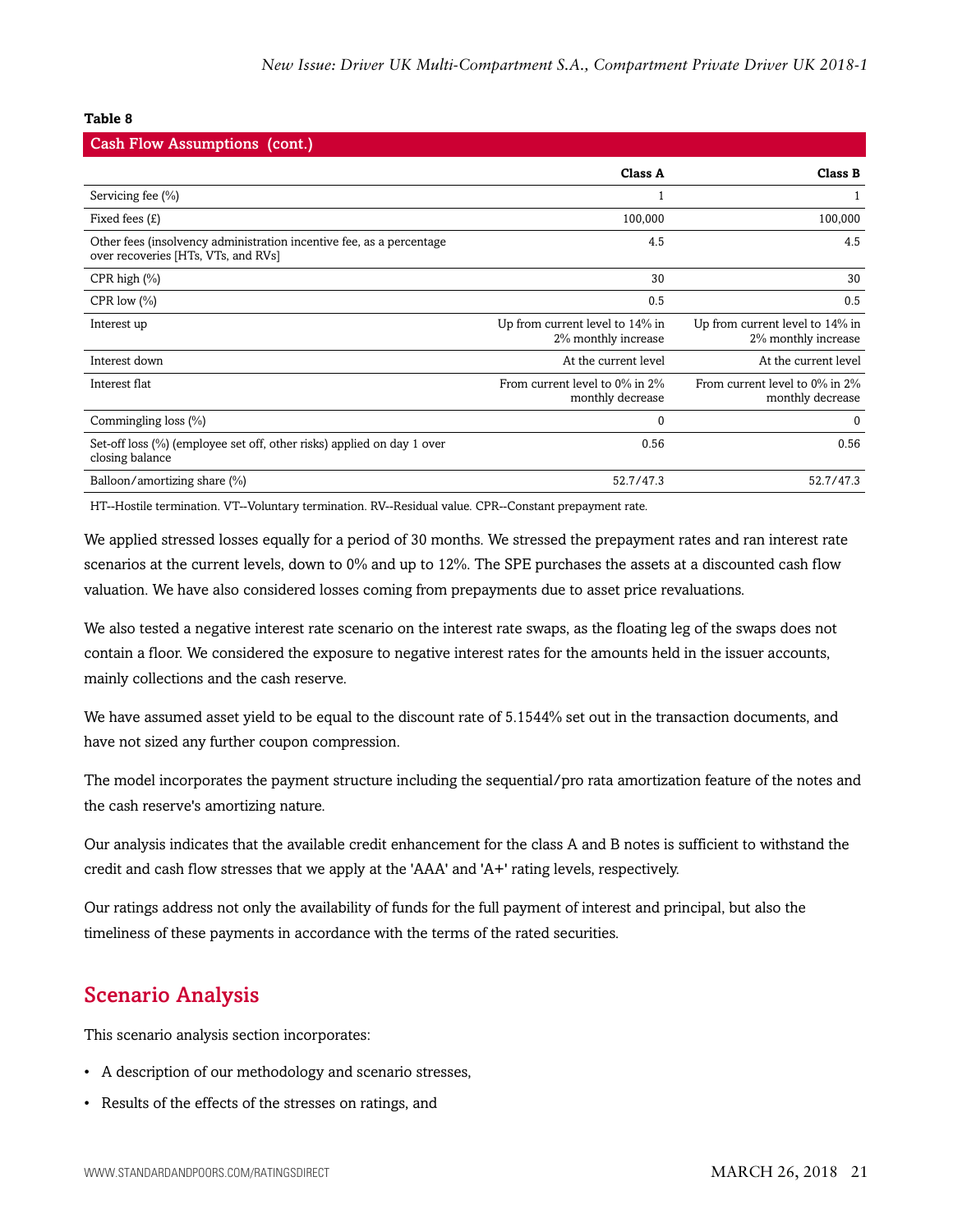**Table 8**

| Cash Flow Assumptions (cont.) | | |
|---|---|---|
| | **Class A** | **Class B** |
| Servicing fee (%) | 1 | 1 |
| Fixed fees (£) | 100,000 | 100,000 |
| Other fees (insolvency administration incentive fee, as a percentage over recoveries [HTs, VTs, and RVs] | 4.5 | 4.5 |
| CPR high (%) | 30 | 30 |
| CPR low (%) | 0.5 | 0.5 |
| Interest up | Up from current level to 14% in 2% monthly increase | Up from current level to 14% in 2% monthly increase |
| Interest down | At the current level | At the current level |
| Interest flat | From current level to 0% in 2% monthly decrease | From current level to 0% in 2% monthly decrease |
| Commingling loss (%) | 0 | 0 |
| Set-off loss (%) (employee set off, other risks) applied on day 1 over closing balance | 0.56 | 0.56 |
| Balloon/amortizing share (%) | 52.7/47.3 | 52.7/47.3 |

HT--Hostile termination. VT--Voluntary termination. RV--Residual value. CPR--Constant prepayment rate.

We applied stressed losses equally for a period of 30 months. We stressed the prepayment rates and ran interest rate scenarios at the current levels, down to 0% and up to 12%. The SPE purchases the assets at a discounted cash flow valuation. We have also considered losses coming from prepayments due to asset price revaluations.

We also tested a negative interest rate scenario on the interest rate swaps, as the floating leg of the swaps does not contain a floor. We considered the exposure to negative interest rates for the amounts held in the issuer accounts, mainly collections and the cash reserve.

We have assumed asset yield to be equal to the discount rate of 5.1544% set out in the transaction documents, and have not sized any further coupon compression.

The model incorporates the payment structure including the sequential/pro rata amortization feature of the notes and the cash reserve's amortizing nature.

Our analysis indicates that the available credit enhancement for the class A and B notes is sufficient to withstand the credit and cash flow stresses that we apply at the 'AAA' and 'A+' rating levels, respectively.

Our ratings address not only the availability of funds for the full payment of interest and principal, but also the timeliness of these payments in accordance with the terms of the rated securities.

## Scenario Analysis

This scenario analysis section incorporates:

- A description of our methodology and scenario stresses,
- Results of the effects of the stresses on ratings, and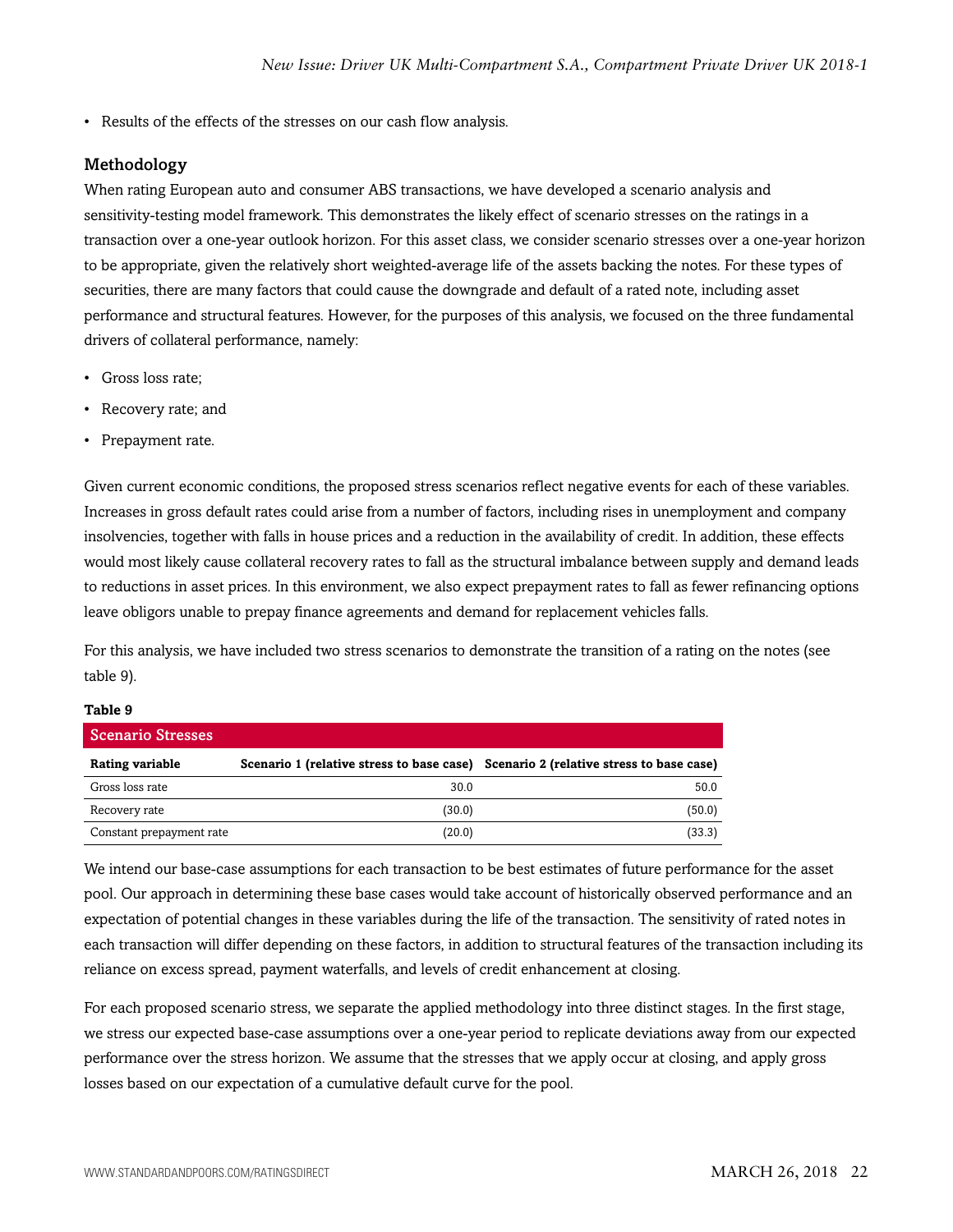- Results of the effects of the stresses on our cash flow analysis.

## Methodology

When rating European auto and consumer ABS transactions, we have developed a scenario analysis and sensitivity-testing model framework. This demonstrates the likely effect of scenario stresses on the ratings in a transaction over a one-year outlook horizon. For this asset class, we consider scenario stresses over a one-year horizon to be appropriate, given the relatively short weighted-average life of the assets backing the notes. For these types of securities, there are many factors that could cause the downgrade and default of a rated note, including asset performance and structural features. However, for the purposes of this analysis, we focused on the three fundamental drivers of collateral performance, namely:

- Gross loss rate;
- Recovery rate; and
- Prepayment rate.

Given current economic conditions, the proposed stress scenarios reflect negative events for each of these variables. Increases in gross default rates could arise from a number of factors, including rises in unemployment and company insolvencies, together with falls in house prices and a reduction in the availability of credit. In addition, these effects would most likely cause collateral recovery rates to fall as the structural imbalance between supply and demand leads to reductions in asset prices. In this environment, we also expect prepayment rates to fall as fewer refinancing options leave obligors unable to prepay finance agreements and demand for replacement vehicles falls.

For this analysis, we have included two stress scenarios to demonstrate the transition of a rating on the notes (see table 9).

**Table 9**

| Scenario Stresses | | |
|---|---|---|
| **Rating variable** | **Scenario 1 (relative stress to base case)** | **Scenario 2 (relative stress to base case)** |
| Gross loss rate | 30.0 | 50.0 |
| Recovery rate | (30.0) | (50.0) |
| Constant prepayment rate | (20.0) | (33.3) |

We intend our base-case assumptions for each transaction to be best estimates of future performance for the asset pool. Our approach in determining these base cases would take account of historically observed performance and an expectation of potential changes in these variables during the life of the transaction. The sensitivity of rated notes in each transaction will differ depending on these factors, in addition to structural features of the transaction including its reliance on excess spread, payment waterfalls, and levels of credit enhancement at closing.

For each proposed scenario stress, we separate the applied methodology into three distinct stages. In the first stage, we stress our expected base-case assumptions over a one-year period to replicate deviations away from our expected performance over the stress horizon. We assume that the stresses that we apply occur at closing, and apply gross losses based on our expectation of a cumulative default curve for the pool.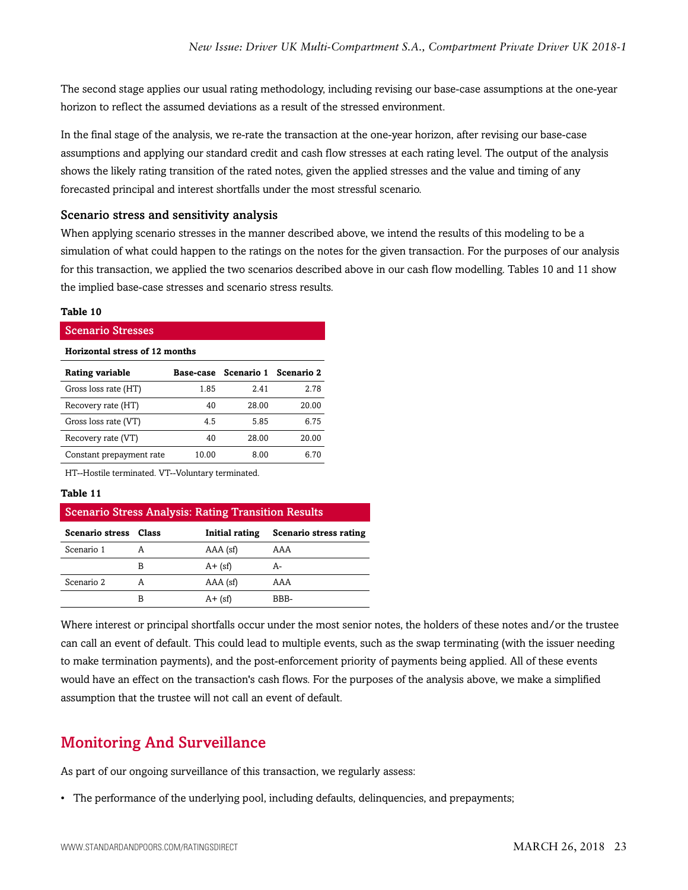The second stage applies our usual rating methodology, including revising our base-case assumptions at the one-year horizon to reflect the assumed deviations as a result of the stressed environment.

In the final stage of the analysis, we re-rate the transaction at the one-year horizon, after revising our base-case assumptions and applying our standard credit and cash flow stresses at each rating level. The output of the analysis shows the likely rating transition of the rated notes, given the applied stresses and the value and timing of any forecasted principal and interest shortfalls under the most stressful scenario.

### Scenario stress and sensitivity analysis

When applying scenario stresses in the manner described above, we intend the results of this modeling to be a simulation of what could happen to the ratings on the notes for the given transaction. For the purposes of our analysis for this transaction, we applied the two scenarios described above in our cash flow modelling. Tables 10 and 11 show the implied base-case stresses and scenario stress results.

**Table 10**

**Scenario Stresses**

**Horizontal stress of 12 months**

| Rating variable | Base-case | Scenario 1 | Scenario 2 |
|---|---|---|---|
| Gross loss rate (HT) | 1.85 | 2.41 | 2.78 |
| Recovery rate (HT) | 40 | 28.00 | 20.00 |
| Gross loss rate (VT) | 4.5 | 5.85 | 6.75 |
| Recovery rate (VT) | 40 | 28.00 | 20.00 |
| Constant prepayment rate | 10.00 | 8.00 | 6.70 |

HT--Hostile terminated. VT--Voluntary terminated.

**Table 11**

**Scenario Stress Analysis: Rating Transition Results**

| Scenario stress | Class | Initial rating | Scenario stress rating |
|---|---|---|---|
| Scenario 1 | A | AAA (sf) | AAA |
| | B | A+ (sf) | A- |
| Scenario 2 | A | AAA (sf) | AAA |
| | B | A+ (sf) | BBB- |

Where interest or principal shortfalls occur under the most senior notes, the holders of these notes and/or the trustee can call an event of default. This could lead to multiple events, such as the swap terminating (with the issuer needing to make termination payments), and the post-enforcement priority of payments being applied. All of these events would have an effect on the transaction's cash flows. For the purposes of the analysis above, we make a simplified assumption that the trustee will not call an event of default.

## Monitoring And Surveillance

As part of our ongoing surveillance of this transaction, we regularly assess:

- The performance of the underlying pool, including defaults, delinquencies, and prepayments;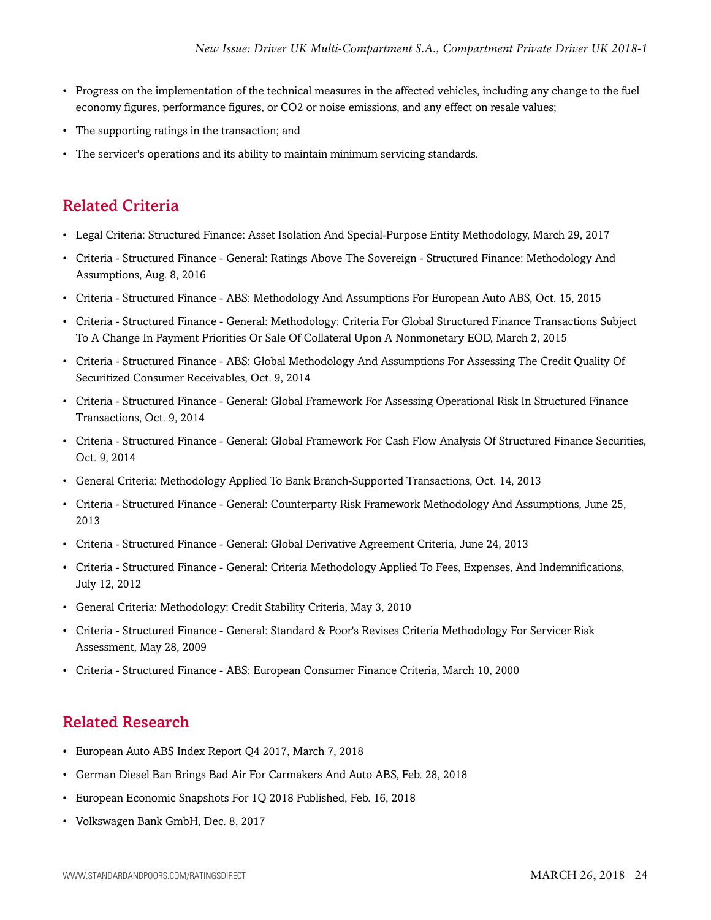- Progress on the implementation of the technical measures in the affected vehicles, including any change to the fuel economy figures, performance figures, or $CO_2$ or noise emissions, and any effect on resale values;
- The supporting ratings in the transaction; and
- The servicer's operations and its ability to maintain minimum servicing standards.

## Related Criteria

- Legal Criteria: Structured Finance: Asset Isolation And Special-Purpose Entity Methodology, March 29, 2017
- Criteria - Structured Finance - General: Ratings Above The Sovereign - Structured Finance: Methodology And Assumptions, Aug. 8, 2016
- Criteria - Structured Finance - ABS: Methodology And Assumptions For European Auto ABS, Oct. 15, 2015
- Criteria - Structured Finance - General: Methodology: Criteria For Global Structured Finance Transactions Subject To A Change In Payment Priorities Or Sale Of Collateral Upon A Nonmonetary EOD, March 2, 2015
- Criteria - Structured Finance - ABS: Global Methodology And Assumptions For Assessing The Credit Quality Of Securitized Consumer Receivables, Oct. 9, 2014
- Criteria - Structured Finance - General: Global Framework For Assessing Operational Risk In Structured Finance Transactions, Oct. 9, 2014
- Criteria - Structured Finance - General: Global Framework For Cash Flow Analysis Of Structured Finance Securities, Oct. 9, 2014
- General Criteria: Methodology Applied To Bank Branch-Supported Transactions, Oct. 14, 2013
- Criteria - Structured Finance - General: Counterparty Risk Framework Methodology And Assumptions, June 25, 2013
- Criteria - Structured Finance - General: Global Derivative Agreement Criteria, June 24, 2013
- Criteria - Structured Finance - General: Criteria Methodology Applied To Fees, Expenses, And Indemnifications, July 12, 2012
- General Criteria: Methodology: Credit Stability Criteria, May 3, 2010
- Criteria - Structured Finance - General: Standard & Poor's Revises Criteria Methodology For Servicer Risk Assessment, May 28, 2009
- Criteria - Structured Finance - ABS: European Consumer Finance Criteria, March 10, 2000

## Related Research

- European Auto ABS Index Report Q4 2017, March 7, 2018
- German Diesel Ban Brings Bad Air For Carmakers And Auto ABS, Feb. 28, 2018
- European Economic Snapshots For 1Q 2018 Published, Feb. 16, 2018
- Volkswagen Bank GmbH, Dec. 8, 2017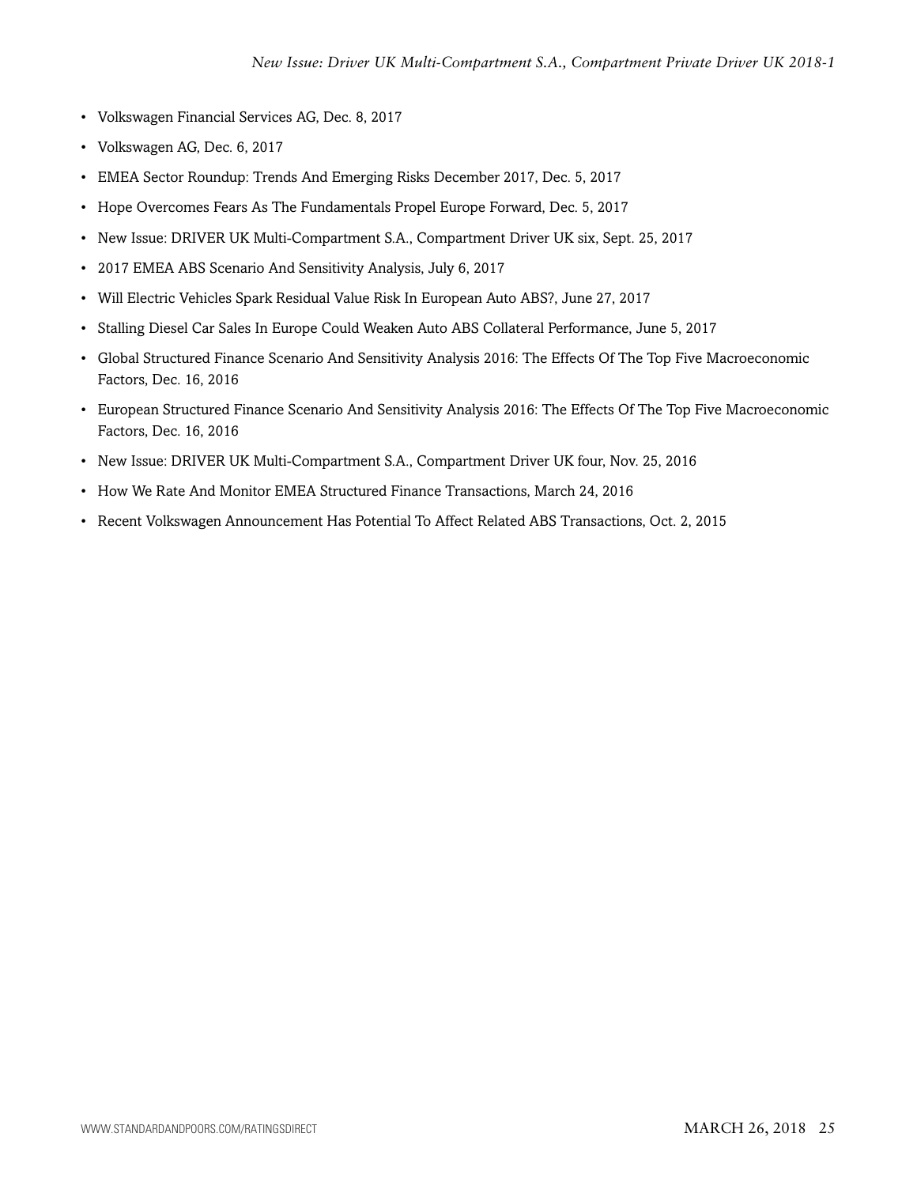- Volkswagen Financial Services AG, Dec. 8, 2017
- Volkswagen AG, Dec. 6, 2017
- EMEA Sector Roundup: Trends And Emerging Risks December 2017, Dec. 5, 2017
- Hope Overcomes Fears As The Fundamentals Propel Europe Forward, Dec. 5, 2017
- New Issue: DRIVER UK Multi-Compartment S.A., Compartment Driver UK six, Sept. 25, 2017
- 2017 EMEA ABS Scenario And Sensitivity Analysis, July 6, 2017
- Will Electric Vehicles Spark Residual Value Risk In European Auto ABS?, June 27, 2017
- Stalling Diesel Car Sales In Europe Could Weaken Auto ABS Collateral Performance, June 5, 2017
- Global Structured Finance Scenario And Sensitivity Analysis 2016: The Effects Of The Top Five Macroeconomic Factors, Dec. 16, 2016
- European Structured Finance Scenario And Sensitivity Analysis 2016: The Effects Of The Top Five Macroeconomic Factors, Dec. 16, 2016
- New Issue: DRIVER UK Multi-Compartment S.A., Compartment Driver UK four, Nov. 25, 2016
- How We Rate And Monitor EMEA Structured Finance Transactions, March 24, 2016
- Recent Volkswagen Announcement Has Potential To Affect Related ABS Transactions, Oct. 2, 2015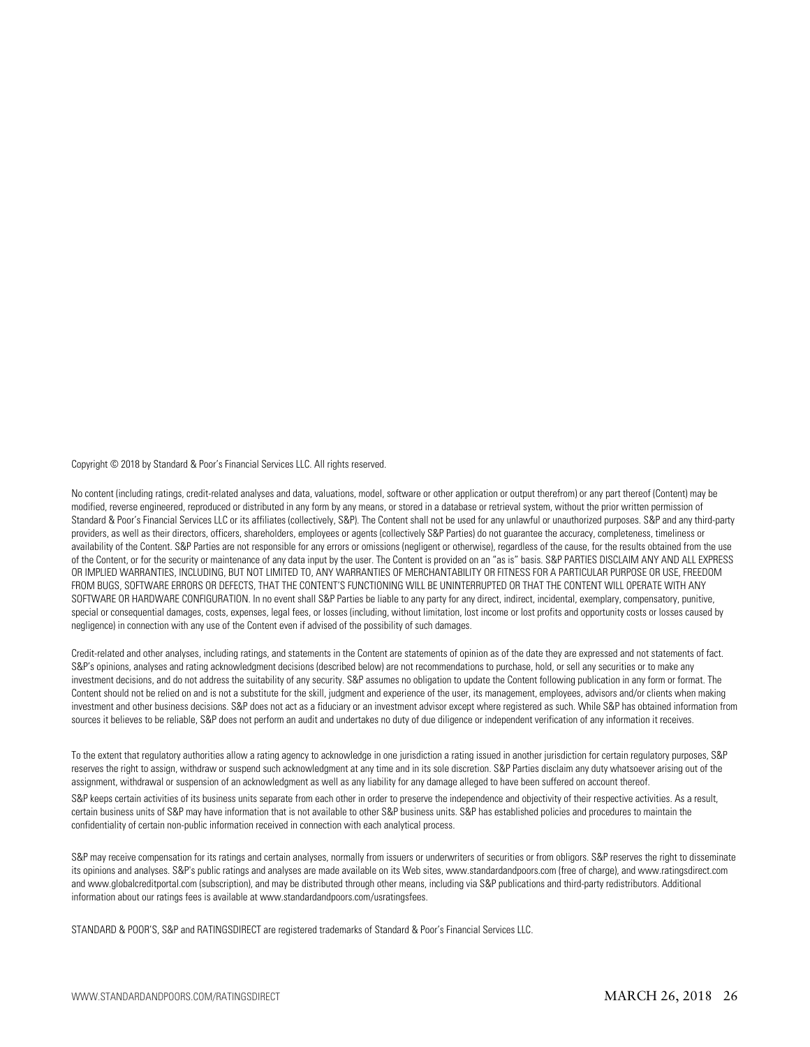Copyright © 2018 by Standard & Poor's Financial Services LLC. All rights reserved.

No content (including ratings, credit-related analyses and data, valuations, model, software or other application or output therefrom) or any part thereof (Content) may be modified, reverse engineered, reproduced or distributed in any form by any means, or stored in a database or retrieval system, without the prior written permission of Standard & Poor's Financial Services LLC or its affiliates (collectively, S&P). The Content shall not be used for any unlawful or unauthorized purposes. S&P and any third-party providers, as well as their directors, officers, shareholders, employees or agents (collectively S&P Parties) do not guarantee the accuracy, completeness, timeliness or availability of the Content. S&P Parties are not responsible for any errors or omissions (negligent or otherwise), regardless of the cause, for the results obtained from the use of the Content, or for the security or maintenance of any data input by the user. The Content is provided on an "as is" basis. S&P PARTIES DISCLAIM ANY AND ALL EXPRESS OR IMPLIED WARRANTIES, INCLUDING, BUT NOT LIMITED TO, ANY WARRANTIES OF MERCHANTABILITY OR FITNESS FOR A PARTICULAR PURPOSE OR USE, FREEDOM FROM BUGS, SOFTWARE ERRORS OR DEFECTS, THAT THE CONTENT'S FUNCTIONING WILL BE UNINTERRUPTED OR THAT THE CONTENT WILL OPERATE WITH ANY SOFTWARE OR HARDWARE CONFIGURATION. In no event shall S&P Parties be liable to any party for any direct, indirect, incidental, exemplary, compensatory, punitive, special or consequential damages, costs, expenses, legal fees, or losses (including, without limitation, lost income or lost profits and opportunity costs or losses caused by negligence) in connection with any use of the Content even if advised of the possibility of such damages.

Credit-related and other analyses, including ratings, and statements in the Content are statements of opinion as of the date they are expressed and not statements of fact. S&P's opinions, analyses and rating acknowledgment decisions (described below) are not recommendations to purchase, hold, or sell any securities or to make any investment decisions, and do not address the suitability of any security. S&P assumes no obligation to update the Content following publication in any form or format. The Content should not be relied on and is not a substitute for the skill, judgment and experience of the user, its management, employees, advisors and/or clients when making investment and other business decisions. S&P does not act as a fiduciary or an investment advisor except where registered as such. While S&P has obtained information from sources it believes to be reliable, S&P does not perform an audit and undertakes no duty of due diligence or independent verification of any information it receives.

To the extent that regulatory authorities allow a rating agency to acknowledge in one jurisdiction a rating issued in another jurisdiction for certain regulatory purposes, S&P reserves the right to assign, withdraw or suspend such acknowledgment at any time and in its sole discretion. S&P Parties disclaim any duty whatsoever arising out of the assignment, withdrawal or suspension of an acknowledgment as well as any liability for any damage alleged to have been suffered on account thereof.

S&P keeps certain activities of its business units separate from each other in order to preserve the independence and objectivity of their respective activities. As a result, certain business units of S&P may have information that is not available to other S&P business units. S&P has established policies and procedures to maintain the confidentiality of certain non-public information received in connection with each analytical process.

S&P may receive compensation for its ratings and certain analyses, normally from issuers or underwriters of securities or from obligors. S&P reserves the right to disseminate its opinions and analyses. S&P's public ratings and analyses are made available on its Web sites, www.standardandpoors.com (free of charge), and www.ratingsdirect.com and www.globalcreditportal.com (subscription), and may be distributed through other means, including via S&P publications and third-party redistributors. Additional information about our ratings fees is available at www.standardandpoors.com/usratingsfees.

STANDARD & POOR'S, S&P and RATINGSDIRECT are registered trademarks of Standard & Poor's Financial Services LLC.